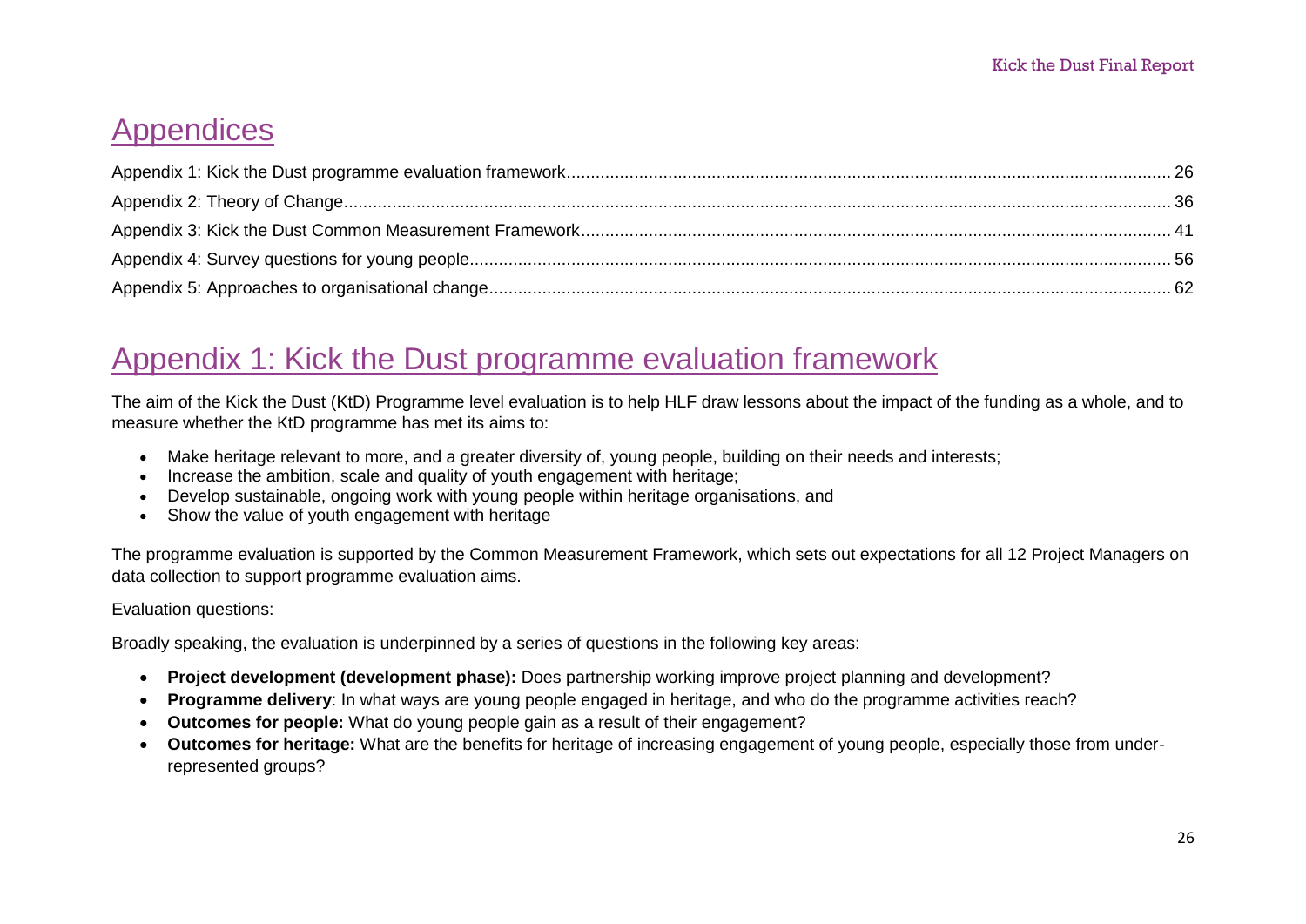# Appendices

Appendix 1: Kick the Dust programme evaluation framework ........ 26
Appendix 2: Theory of Change ........ 36
Appendix 3: Kick the Dust Common Measurement Framework ........ 41
Appendix 4: Survey questions for young people ........ 56
Appendix 5: Approaches to organisational change ........ 62

# Appendix 1: Kick the Dust programme evaluation framework

The aim of the Kick the Dust (KtD) Programme level evaluation is to help HLF draw lessons about the impact of the funding as a whole, and to measure whether the KtD programme has met its aims to:

- Make heritage relevant to more, and a greater diversity of, young people, building on their needs and interests;
- Increase the ambition, scale and quality of youth engagement with heritage;
- Develop sustainable, ongoing work with young people within heritage organisations, and
- Show the value of youth engagement with heritage

The programme evaluation is supported by the Common Measurement Framework, which sets out expectations for all 12 Project Managers on data collection to support programme evaluation aims.

Evaluation questions:

Broadly speaking, the evaluation is underpinned by a series of questions in the following key areas:

- **Project development (development phase):** Does partnership working improve project planning and development?
- **Programme delivery**: In what ways are young people engaged in heritage, and who do the programme activities reach?
- **Outcomes for people:** What do young people gain as a result of their engagement?
- **Outcomes for heritage:** What are the benefits for heritage of increasing engagement of young people, especially those from under-represented groups?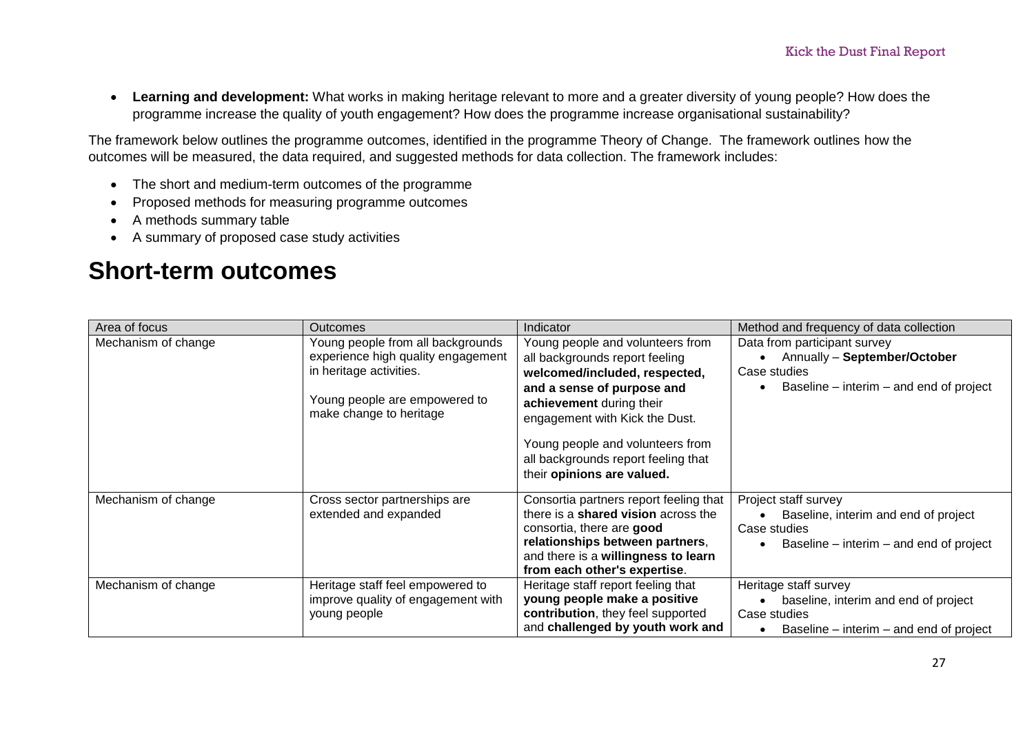- **Learning and development:** What works in making heritage relevant to more and a greater diversity of young people? How does the programme increase the quality of youth engagement? How does the programme increase organisational sustainability?

The framework below outlines the programme outcomes, identified in the programme Theory of Change. The framework outlines how the outcomes will be measured, the data required, and suggested methods for data collection. The framework includes:

- The short and medium-term outcomes of the programme
- Proposed methods for measuring programme outcomes
- A methods summary table
- A summary of proposed case study activities

# Short-term outcomes

| Area of focus | Outcomes | Indicator | Method and frequency of data collection |
|---|---|---|---|
| Mechanism of change | Young people from all backgrounds experience high quality engagement in heritage activities.<br><br>Young people are empowered to make change to heritage | Young people and volunteers from all backgrounds report feeling **welcomed/included, respected, and a sense of purpose and achievement** during their engagement with Kick the Dust.<br><br>Young people and volunteers from all backgrounds report feeling that their **opinions are valued.** | Data from participant survey<br>• Annually – **September/October**<br>Case studies<br>• Baseline – interim – and end of project |
| Mechanism of change | Cross sector partnerships are extended and expanded | Consortia partners report feeling that there is a **shared vision** across the consortia, there are **good relationships between partners**, and there is a **willingness to learn from each other's expertise**. | Project staff survey<br>• Baseline, interim and end of project<br>Case studies<br>• Baseline – interim – and end of project |
| Mechanism of change | Heritage staff feel empowered to improve quality of engagement with young people | Heritage staff report feeling that **young people make a positive contribution**, they feel supported and **challenged by youth work and** | Heritage staff survey<br>• baseline, interim and end of project<br>Case studies<br>• Baseline – interim – and end of project |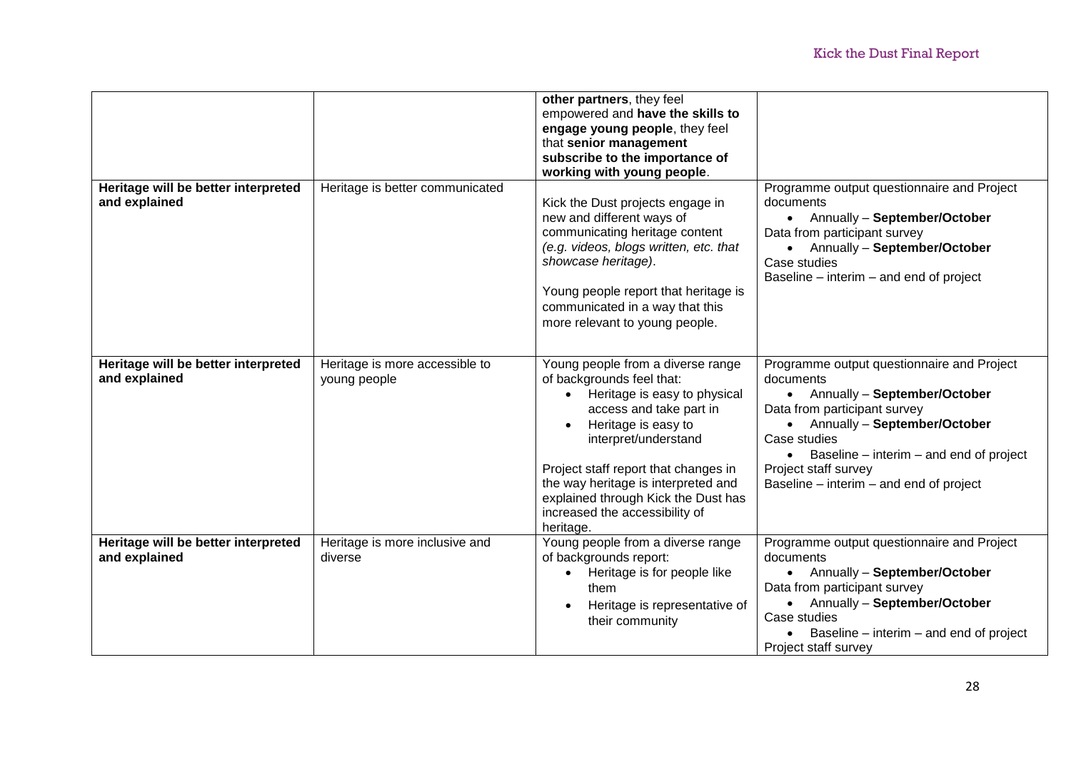| | | **other partners**, they feel empowered and **have the skills to engage young people**, they feel that **senior management subscribe to the importance of working with young people**. | |
|---|---|---|---|
| **Heritage will be better interpreted and explained** | Heritage is better communicated | Kick the Dust projects engage in new and different ways of communicating heritage content *(e.g. videos, blogs written, etc. that showcase heritage)*.<br><br>Young people report that heritage is communicated in a way that this more relevant to young people. | Programme output questionnaire and Project documents<br>• Annually – **September/October**<br>Data from participant survey<br>• Annually – **September/October**<br>Case studies<br>Baseline – interim – and end of project |
| **Heritage will be better interpreted and explained** | Heritage is more accessible to young people | Young people from a diverse range of backgrounds feel that:<br>• Heritage is easy to physical access and take part in<br>• Heritage is easy to interpret/understand<br><br>Project staff report that changes in the way heritage is interpreted and explained through Kick the Dust has increased the accessibility of heritage. | Programme output questionnaire and Project documents<br>• Annually – **September/October**<br>Data from participant survey<br>• Annually – **September/October**<br>Case studies<br>• Baseline – interim – and end of project<br>Project staff survey<br>Baseline – interim – and end of project |
| **Heritage will be better interpreted and explained** | Heritage is more inclusive and diverse | Young people from a diverse range of backgrounds report:<br>• Heritage is for people like them<br>• Heritage is representative of their community | Programme output questionnaire and Project documents<br>• Annually – **September/October**<br>Data from participant survey<br>• Annually – **September/October**<br>Case studies<br>• Baseline – interim – and end of project<br>Project staff survey |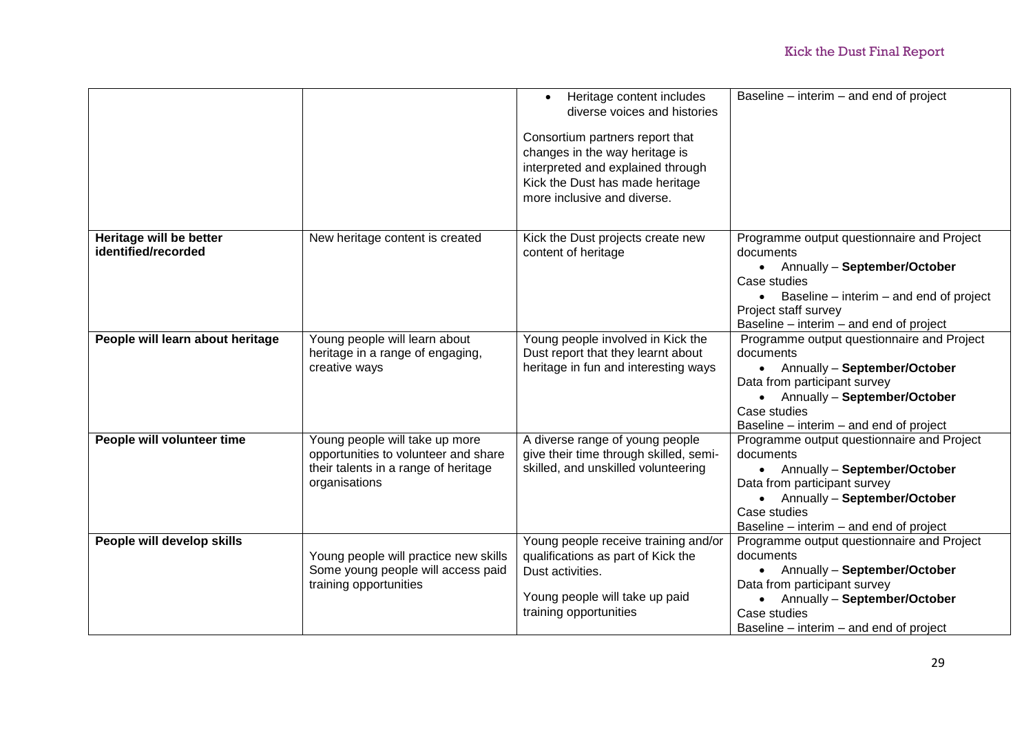| | | | |
|---|---|---|---|
| | | • Heritage content includes diverse voices and histories<br><br>Consortium partners report that changes in the way heritage is interpreted and explained through Kick the Dust has made heritage more inclusive and diverse. | Baseline – interim – and end of project |
| **Heritage will be better identified/recorded** | New heritage content is created | Kick the Dust projects create new content of heritage | Programme output questionnaire and Project documents<br>• Annually – **September/October**<br>Case studies<br>• Baseline – interim – and end of project<br>Project staff survey<br>Baseline – interim – and end of project |
| **People will learn about heritage** | Young people will learn about heritage in a range of engaging, creative ways | Young people involved in Kick the Dust report that they learnt about heritage in fun and interesting ways | Programme output questionnaire and Project documents<br>• Annually – **September/October**<br>Data from participant survey<br>• Annually – **September/October**<br>Case studies<br>Baseline – interim – and end of project |
| **People will volunteer time** | Young people will take up more opportunities to volunteer and share their talents in a range of heritage organisations | A diverse range of young people give their time through skilled, semi-skilled, and unskilled volunteering | Programme output questionnaire and Project documents<br>• Annually – **September/October**<br>Data from participant survey<br>• Annually – **September/October**<br>Case studies<br>Baseline – interim – and end of project |
| **People will develop skills** | Young people will practice new skills<br>Some young people will access paid training opportunities | Young people receive training and/or qualifications as part of Kick the Dust activities.<br><br>Young people will take up paid training opportunities | Programme output questionnaire and Project documents<br>• Annually – **September/October**<br>Data from participant survey<br>• Annually – **September/October**<br>Case studies<br>Baseline – interim – and end of project |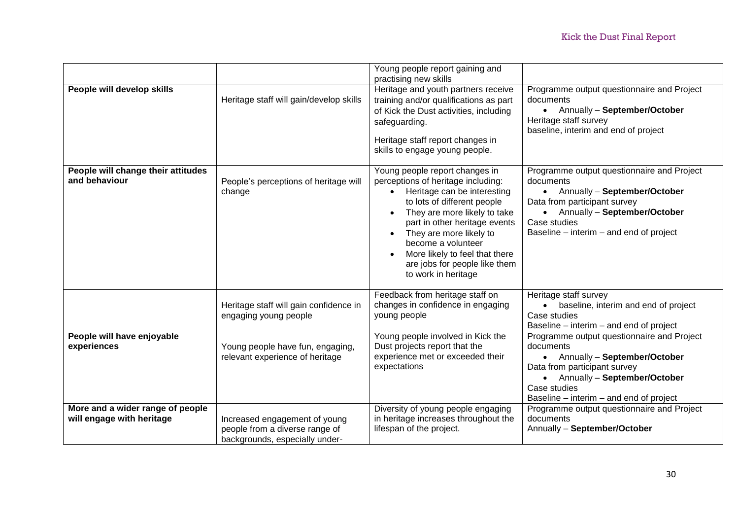| | | | |
|---|---|---|---|
| | | Young people report gaining and practising new skills | |
| **People will develop skills** | Heritage staff will gain/develop skills | Heritage and youth partners receive training and/or qualifications as part of Kick the Dust activities, including safeguarding.<br><br>Heritage staff report changes in skills to engage young people. | Programme output questionnaire and Project documents<br>• Annually – **September/October**<br>Heritage staff survey<br>baseline, interim and end of project |
| **People will change their attitudes and behaviour** | People's perceptions of heritage will change | Young people report changes in perceptions of heritage including:<br>• Heritage can be interesting to lots of different people<br>• They are more likely to take part in other heritage events<br>• They are more likely to become a volunteer<br>• More likely to feel that there are jobs for people like them to work in heritage | Programme output questionnaire and Project documents<br>• Annually – **September/October**<br>Data from participant survey<br>• Annually – **September/October**<br>Case studies<br>Baseline – interim – and end of project |
| | Heritage staff will gain confidence in engaging young people | Feedback from heritage staff on changes in confidence in engaging young people | Heritage staff survey<br>• baseline, interim and end of project<br>Case studies<br>Baseline – interim – and end of project |
| **People will have enjoyable experiences** | Young people have fun, engaging, relevant experience of heritage | Young people involved in Kick the Dust projects report that the experience met or exceeded their expectations | Programme output questionnaire and Project documents<br>• Annually – **September/October**<br>Data from participant survey<br>• Annually – **September/October**<br>Case studies<br>Baseline – interim – and end of project |
| **More and a wider range of people will engage with heritage** | Increased engagement of young people from a diverse range of backgrounds, especially under- | Diversity of young people engaging in heritage increases throughout the lifespan of the project. | Programme output questionnaire and Project documents<br>Annually – **September/October** |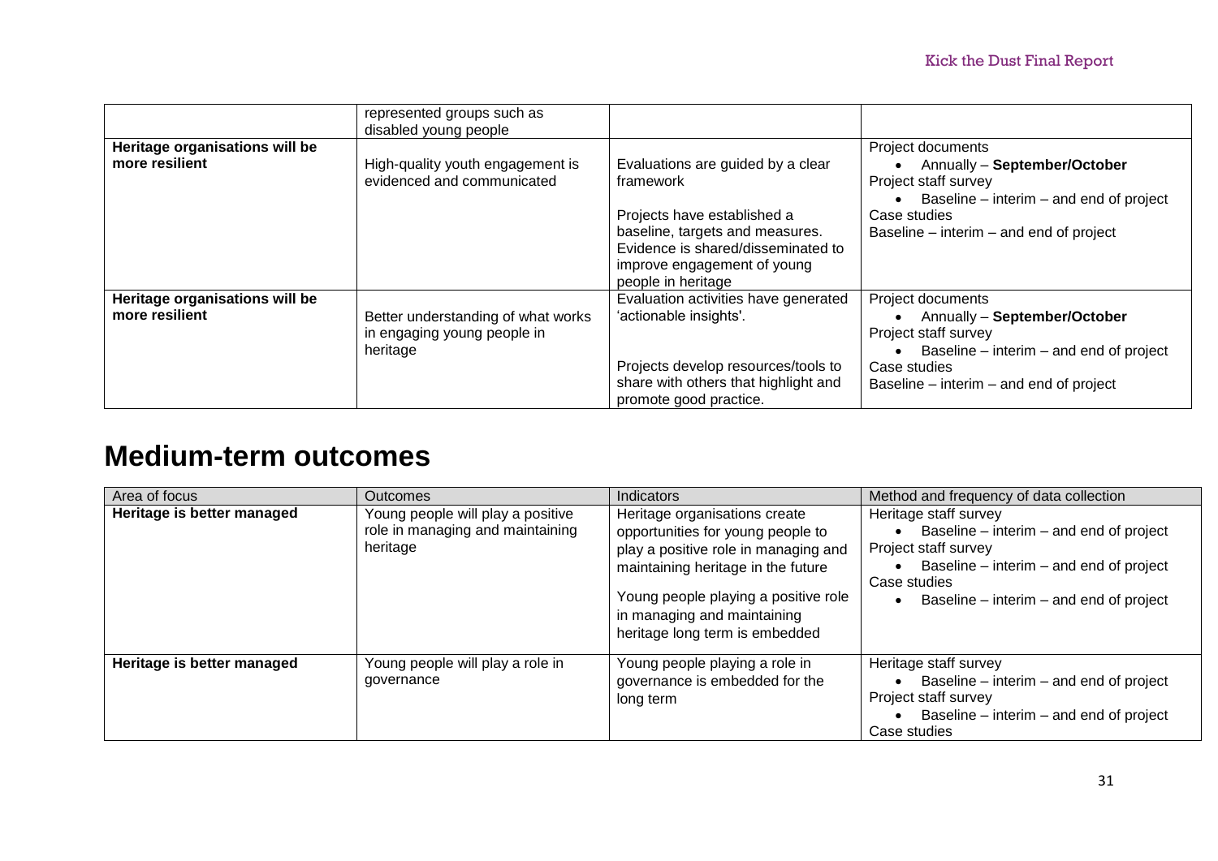| | represented groups such as disabled young people | | |
|---|---|---|---|
| **Heritage organisations will be more resilient** | High-quality youth engagement is evidenced and communicated | Evaluations are guided by a clear framework<br><br>Projects have established a baseline, targets and measures. Evidence is shared/disseminated to improve engagement of young people in heritage | Project documents<br>• Annually – **September/October**<br>Project staff survey<br>• Baseline – interim – and end of project<br>Case studies<br>Baseline – interim – and end of project |
| **Heritage organisations will be more resilient** | Better understanding of what works in engaging young people in heritage | Evaluation activities have generated 'actionable insights'.<br><br>Projects develop resources/tools to share with others that highlight and promote good practice. | Project documents<br>• Annually – **September/October**<br>Project staff survey<br>• Baseline – interim – and end of project<br>Case studies<br>Baseline – interim – and end of project |

# Medium-term outcomes

| Area of focus | Outcomes | Indicators | Method and frequency of data collection |
|---|---|---|---|
| **Heritage is better managed** | Young people will play a positive role in managing and maintaining heritage | Heritage organisations create opportunities for young people to play a positive role in managing and maintaining heritage in the future<br><br>Young people playing a positive role in managing and maintaining heritage long term is embedded | Heritage staff survey<br>• Baseline – interim – and end of project<br>Project staff survey<br>• Baseline – interim – and end of project<br>Case studies<br>• Baseline – interim – and end of project |
| **Heritage is better managed** | Young people will play a role in governance | Young people playing a role in governance is embedded for the long term | Heritage staff survey<br>• Baseline – interim – and end of project<br>Project staff survey<br>• Baseline – interim – and end of project<br>Case studies |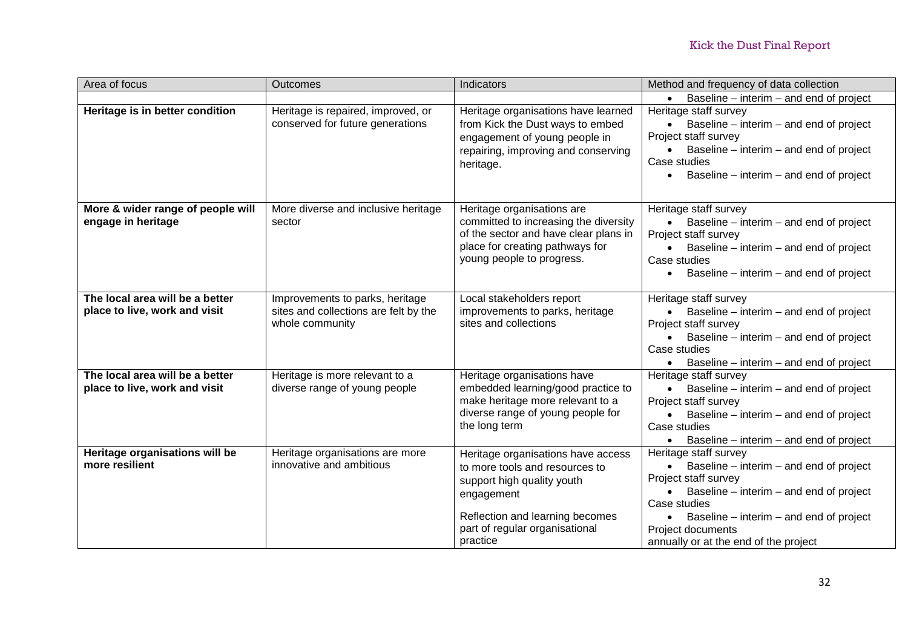| Area of focus | Outcomes | Indicators | Method and frequency of data collection |
| --- | --- | --- | --- |
| | | | • Baseline – interim – and end of project |
| **Heritage is in better condition** | Heritage is repaired, improved, or conserved for future generations | Heritage organisations have learned from Kick the Dust ways to embed engagement of young people in repairing, improving and conserving heritage. | Heritage staff survey<br>• Baseline – interim – and end of project<br>Project staff survey<br>• Baseline – interim – and end of project<br>Case studies<br>• Baseline – interim – and end of project |
| **More & wider range of people will engage in heritage** | More diverse and inclusive heritage sector | Heritage organisations are committed to increasing the diversity of the sector and have clear plans in place for creating pathways for young people to progress. | Heritage staff survey<br>• Baseline – interim – and end of project<br>Project staff survey<br>• Baseline – interim – and end of project<br>Case studies<br>• Baseline – interim – and end of project |
| **The local area will be a better place to live, work and visit** | Improvements to parks, heritage sites and collections are felt by the whole community | Local stakeholders report improvements to parks, heritage sites and collections | Heritage staff survey<br>• Baseline – interim – and end of project<br>Project staff survey<br>• Baseline – interim – and end of project<br>Case studies<br>• Baseline – interim – and end of project |
| **The local area will be a better place to live, work and visit** | Heritage is more relevant to a diverse range of young people | Heritage organisations have embedded learning/good practice to make heritage more relevant to a diverse range of young people for the long term | Heritage staff survey<br>• Baseline – interim – and end of project<br>Project staff survey<br>• Baseline – interim – and end of project<br>Case studies<br>• Baseline – interim – and end of project |
| **Heritage organisations will be more resilient** | Heritage organisations are more innovative and ambitious | Heritage organisations have access to more tools and resources to support high quality youth engagement<br><br>Reflection and learning becomes part of regular organisational practice | Heritage staff survey<br>• Baseline – interim – and end of project<br>Project staff survey<br>• Baseline – interim – and end of project<br>Case studies<br>• Baseline – interim – and end of project<br>Project documents<br>annually or at the end of the project |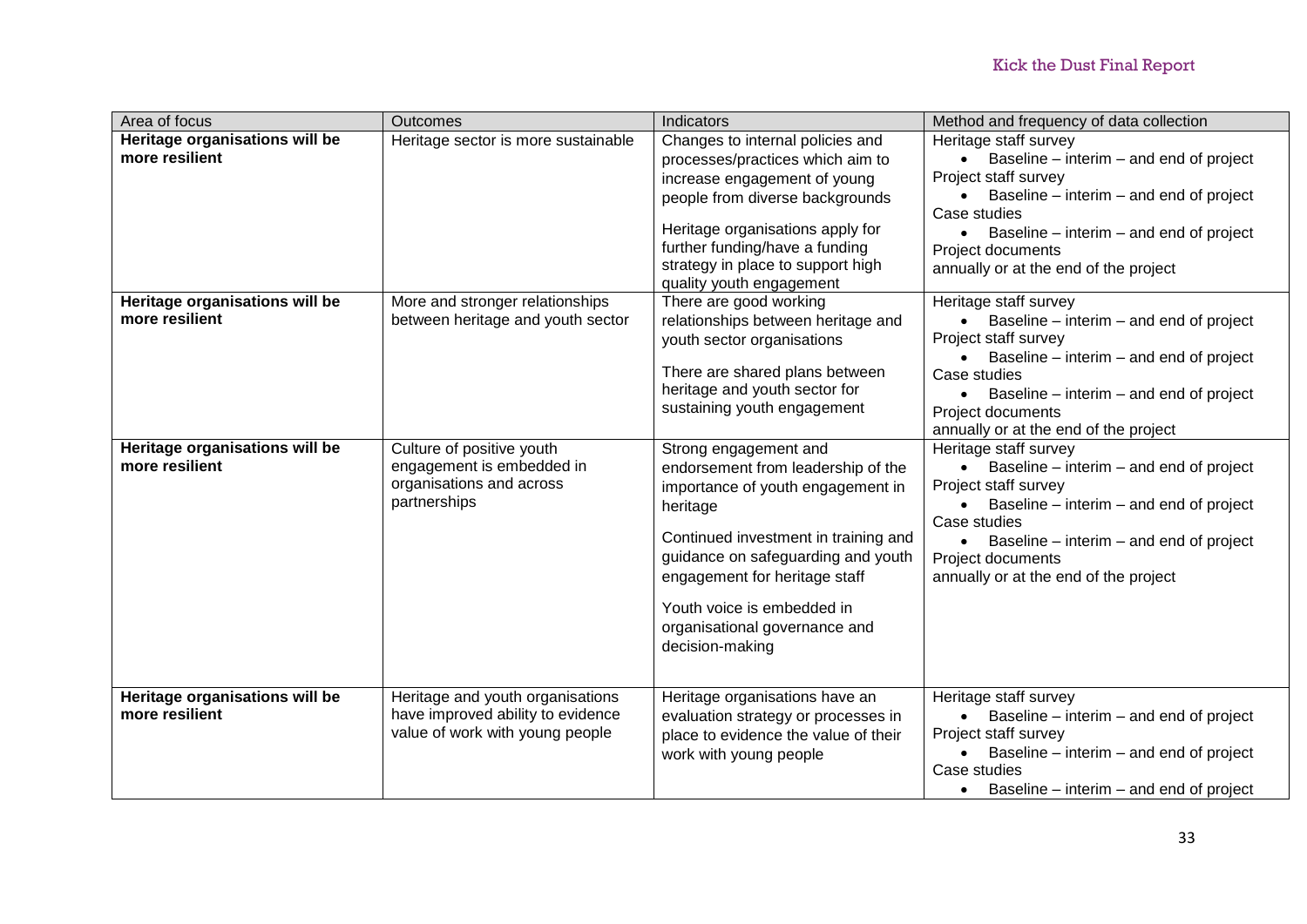| Area of focus | Outcomes | Indicators | Method and frequency of data collection |
|---|---|---|---|
| **Heritage organisations will be more resilient** | Heritage sector is more sustainable | Changes to internal policies and processes/practices which aim to increase engagement of young people from diverse backgrounds<br><br>Heritage organisations apply for further funding/have a funding strategy in place to support high quality youth engagement | Heritage staff survey<br>• Baseline – interim – and end of project<br>Project staff survey<br>• Baseline – interim – and end of project<br>Case studies<br>• Baseline – interim – and end of project<br>Project documents<br>annually or at the end of the project |
| **Heritage organisations will be more resilient** | More and stronger relationships between heritage and youth sector | There are good working relationships between heritage and youth sector organisations<br><br>There are shared plans between heritage and youth sector for sustaining youth engagement | Heritage staff survey<br>• Baseline – interim – and end of project<br>Project staff survey<br>• Baseline – interim – and end of project<br>Case studies<br>• Baseline – interim – and end of project<br>Project documents<br>annually or at the end of the project |
| **Heritage organisations will be more resilient** | Culture of positive youth engagement is embedded in organisations and across partnerships | Strong engagement and endorsement from leadership of the importance of youth engagement in heritage<br><br>Continued investment in training and guidance on safeguarding and youth engagement for heritage staff<br><br>Youth voice is embedded in organisational governance and decision-making | Heritage staff survey<br>• Baseline – interim – and end of project<br>Project staff survey<br>• Baseline – interim – and end of project<br>Case studies<br>• Baseline – interim – and end of project<br>Project documents<br>annually or at the end of the project |
| **Heritage organisations will be more resilient** | Heritage and youth organisations have improved ability to evidence value of work with young people | Heritage organisations have an evaluation strategy or processes in place to evidence the value of their work with young people | Heritage staff survey<br>• Baseline – interim – and end of project<br>Project staff survey<br>• Baseline – interim – and end of project<br>Case studies<br>• Baseline – interim – and end of project |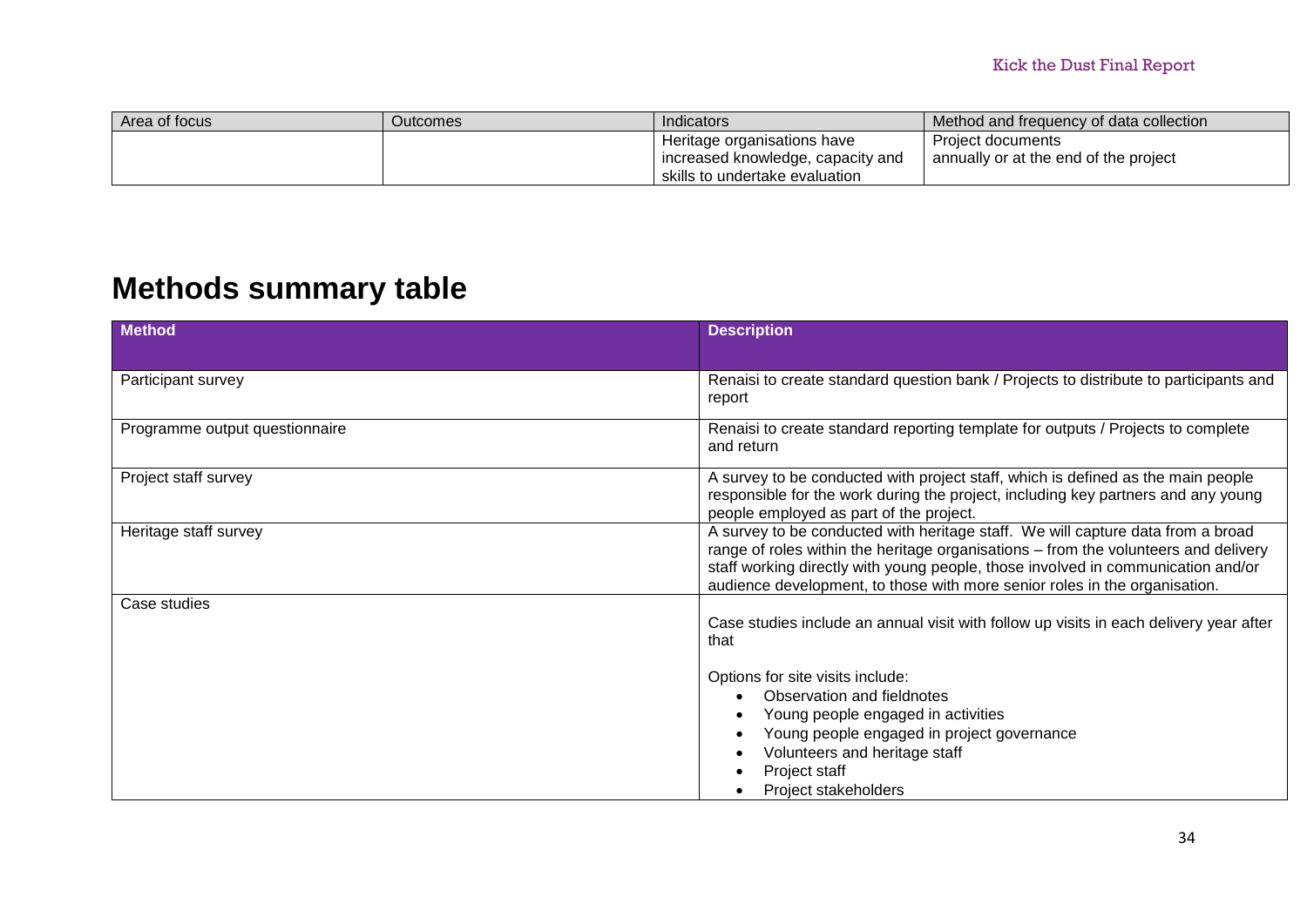| Area of focus | Outcomes | Indicators | Method and frequency of data collection |
|---|---|---|---|
| | | Heritage organisations have increased knowledge, capacity and skills to undertake evaluation | Project documents<br>annually or at the end of the project |

## Methods summary table

| Method | Description |
|---|---|
| Participant survey | Renaisi to create standard question bank / Projects to distribute to participants and report |
| Programme output questionnaire | Renaisi to create standard reporting template for outputs / Projects to complete and return |
| Project staff survey | A survey to be conducted with project staff, which is defined as the main people responsible for the work during the project, including key partners and any young people employed as part of the project. |
| Heritage staff survey | A survey to be conducted with heritage staff. We will capture data from a broad range of roles within the heritage organisations – from the volunteers and delivery staff working directly with young people, those involved in communication and/or audience development, to those with more senior roles in the organisation. |
| Case studies | Case studies include an annual visit with follow up visits in each delivery year after that<br><br>Options for site visits include:<br>• Observation and fieldnotes<br>• Young people engaged in activities<br>• Young people engaged in project governance<br>• Volunteers and heritage staff<br>• Project staff<br>• Project stakeholders |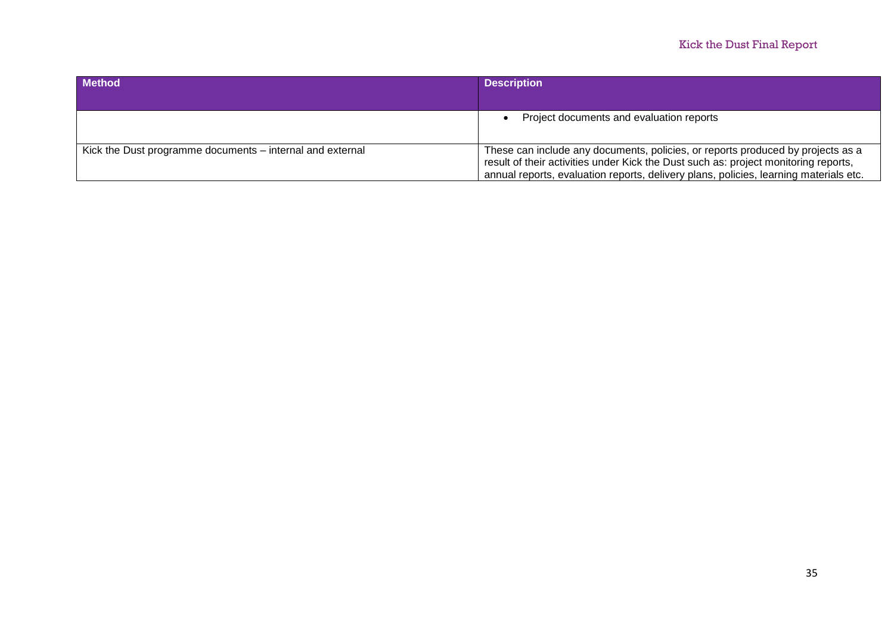| Method | Description |
|---|---|
| | • Project documents and evaluation reports |
| Kick the Dust programme documents – internal and external | These can include any documents, policies, or reports produced by projects as a result of their activities under Kick the Dust such as: project monitoring reports, annual reports, evaluation reports, delivery plans, policies, learning materials etc. |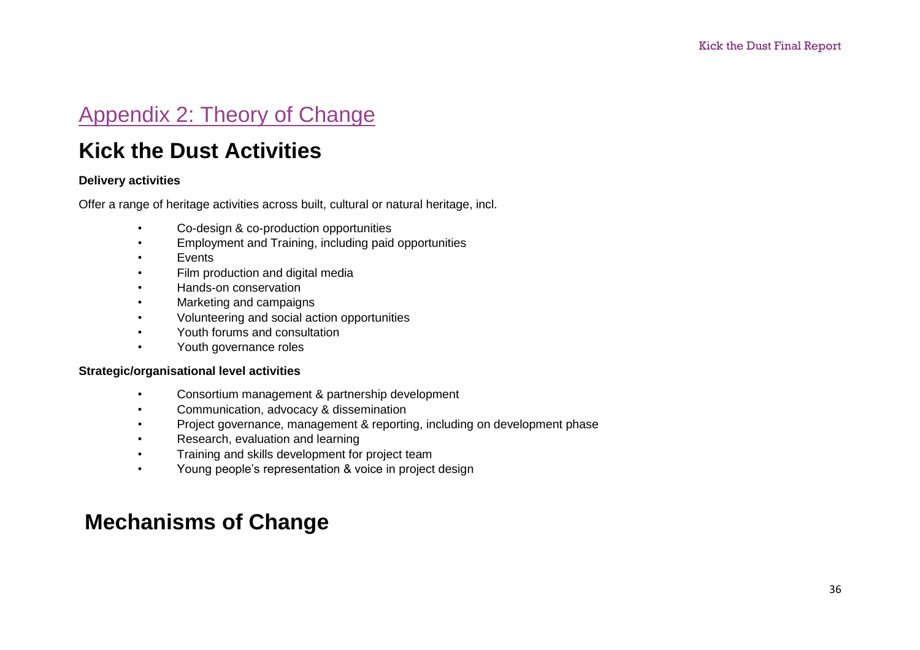# Appendix 2: Theory of Change

## Kick the Dust Activities

**Delivery activities**

Offer a range of heritage activities across built, cultural or natural heritage, incl.

- Co-design & co-production opportunities
- Employment and Training, including paid opportunities
- Events
- Film production and digital media
- Hands-on conservation
- Marketing and campaigns
- Volunteering and social action opportunities
- Youth forums and consultation
- Youth governance roles

**Strategic/organisational level activities**

- Consortium management & partnership development
- Communication, advocacy & dissemination
- Project governance, management & reporting, including on development phase
- Research, evaluation and learning
- Training and skills development for project team
- Young people's representation & voice in project design

## Mechanisms of Change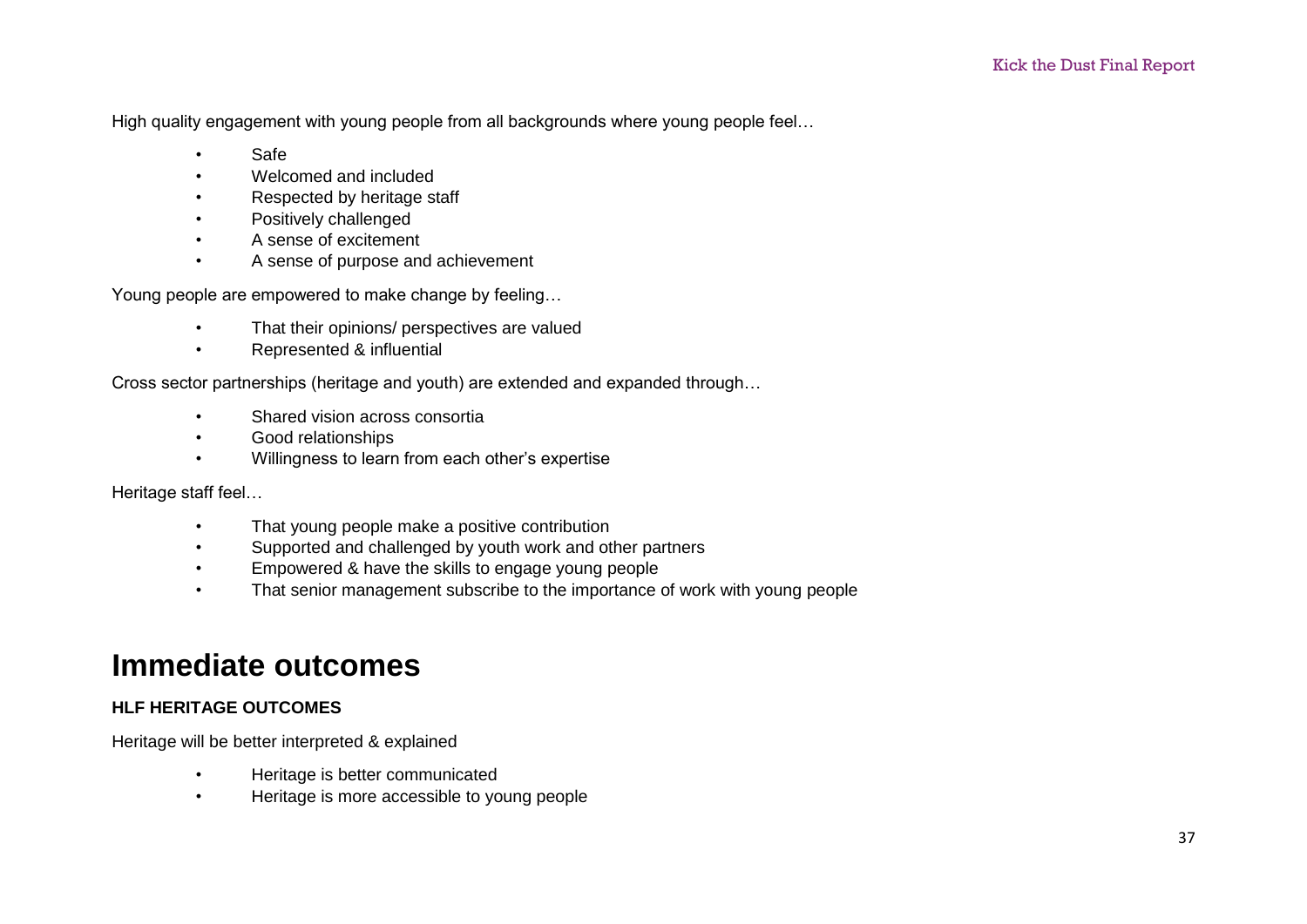High quality engagement with young people from all backgrounds where young people feel…

- Safe
- Welcomed and included
- Respected by heritage staff
- Positively challenged
- A sense of excitement
- A sense of purpose and achievement

Young people are empowered to make change by feeling…

- That their opinions/ perspectives are valued
- Represented & influential

Cross sector partnerships (heritage and youth) are extended and expanded through…

- Shared vision across consortia
- Good relationships
- Willingness to learn from each other's expertise

Heritage staff feel…

- That young people make a positive contribution
- Supported and challenged by youth work and other partners
- Empowered & have the skills to engage young people
- That senior management subscribe to the importance of work with young people

# Immediate outcomes

**HLF HERITAGE OUTCOMES**

Heritage will be better interpreted & explained

- Heritage is better communicated
- Heritage is more accessible to young people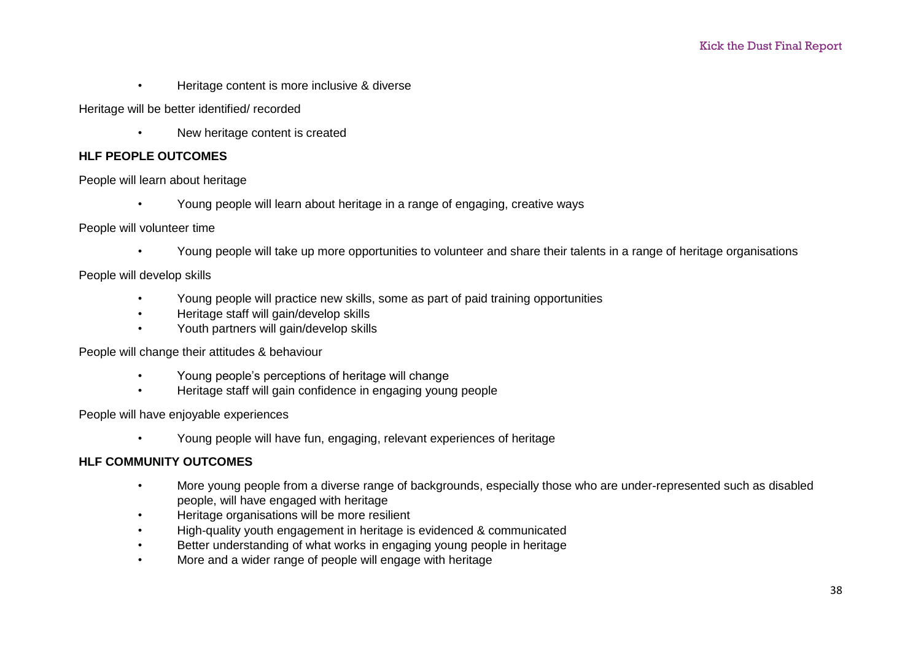- Heritage content is more inclusive & diverse

Heritage will be better identified/ recorded

- New heritage content is created

**HLF PEOPLE OUTCOMES**

People will learn about heritage

- Young people will learn about heritage in a range of engaging, creative ways

People will volunteer time

- Young people will take up more opportunities to volunteer and share their talents in a range of heritage organisations

People will develop skills

- Young people will practice new skills, some as part of paid training opportunities
- Heritage staff will gain/develop skills
- Youth partners will gain/develop skills

People will change their attitudes & behaviour

- Young people's perceptions of heritage will change
- Heritage staff will gain confidence in engaging young people

People will have enjoyable experiences

- Young people will have fun, engaging, relevant experiences of heritage

**HLF COMMUNITY OUTCOMES**

- More young people from a diverse range of backgrounds, especially those who are under-represented such as disabled people, will have engaged with heritage
- Heritage organisations will be more resilient
- High-quality youth engagement in heritage is evidenced & communicated
- Better understanding of what works in engaging young people in heritage
- More and a wider range of people will engage with heritage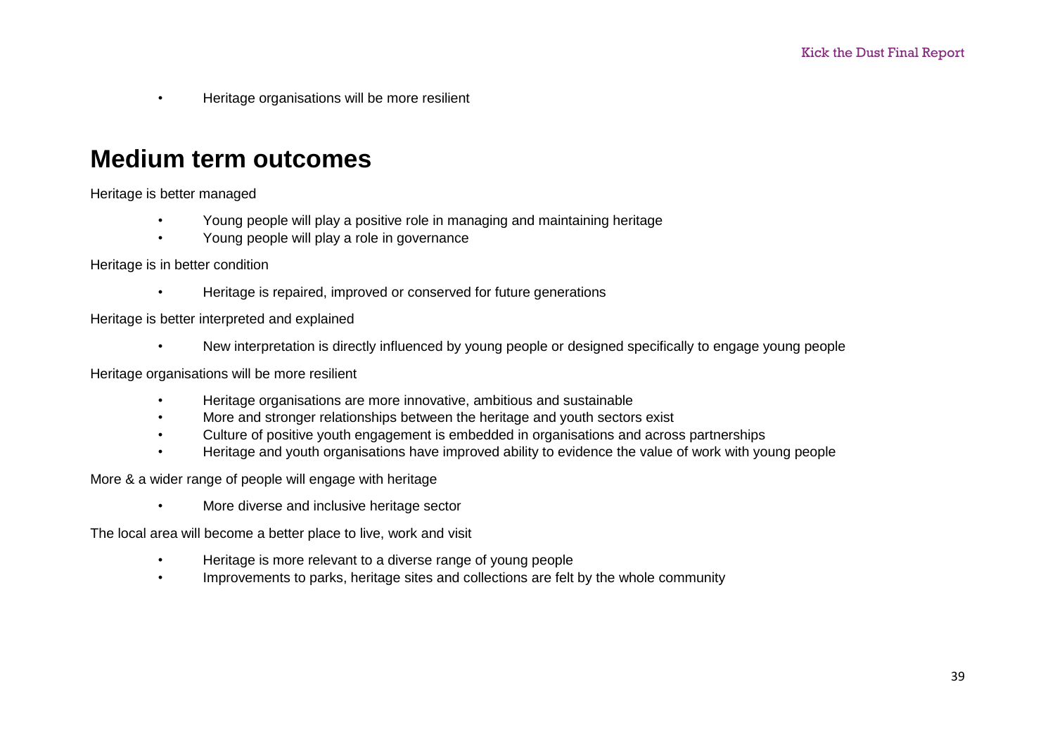- Heritage organisations will be more resilient

## Medium term outcomes

Heritage is better managed

- Young people will play a positive role in managing and maintaining heritage
- Young people will play a role in governance

Heritage is in better condition

- Heritage is repaired, improved or conserved for future generations

Heritage is better interpreted and explained

- New interpretation is directly influenced by young people or designed specifically to engage young people

Heritage organisations will be more resilient

- Heritage organisations are more innovative, ambitious and sustainable
- More and stronger relationships between the heritage and youth sectors exist
- Culture of positive youth engagement is embedded in organisations and across partnerships
- Heritage and youth organisations have improved ability to evidence the value of work with young people

More & a wider range of people will engage with heritage

- More diverse and inclusive heritage sector

The local area will become a better place to live, work and visit

- Heritage is more relevant to a diverse range of young people
- Improvements to parks, heritage sites and collections are felt by the whole community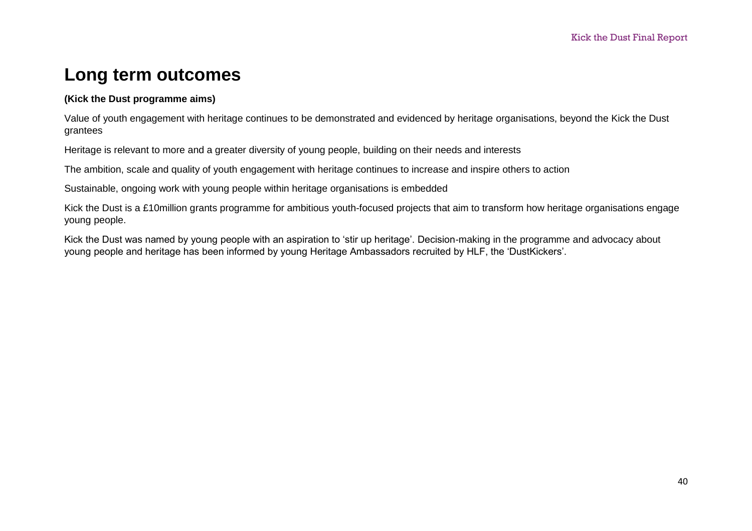# Long term outcomes

**(Kick the Dust programme aims)**

Value of youth engagement with heritage continues to be demonstrated and evidenced by heritage organisations, beyond the Kick the Dust grantees

Heritage is relevant to more and a greater diversity of young people, building on their needs and interests

The ambition, scale and quality of youth engagement with heritage continues to increase and inspire others to action

Sustainable, ongoing work with young people within heritage organisations is embedded

Kick the Dust is a £10million grants programme for ambitious youth-focused projects that aim to transform how heritage organisations engage young people.

Kick the Dust was named by young people with an aspiration to 'stir up heritage'. Decision-making in the programme and advocacy about young people and heritage has been informed by young Heritage Ambassadors recruited by HLF, the 'DustKickers'.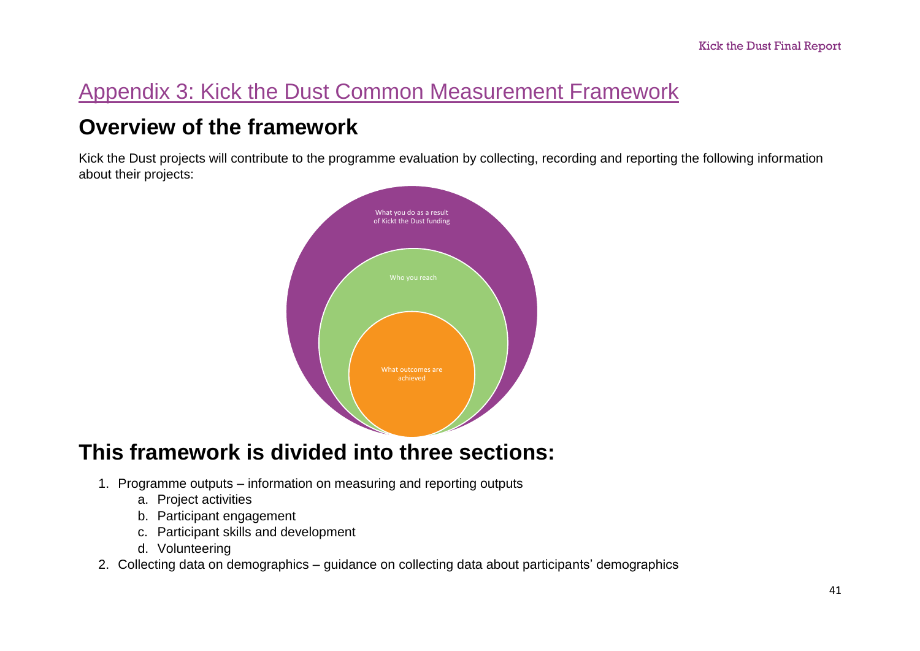# Appendix 3: Kick the Dust Common Measurement Framework

## Overview of the framework

Kick the Dust projects will contribute to the programme evaluation by collecting, recording and reporting the following information about their projects:

What you do as a result of Kickt the Dust funding

Who you reach

What outcomes are achieved

## This framework is divided into three sections:

1. Programme outputs – information on measuring and reporting outputs
    a. Project activities
    b. Participant engagement
    c. Participant skills and development
    d. Volunteering
2. Collecting data on demographics – guidance on collecting data about participants' demographics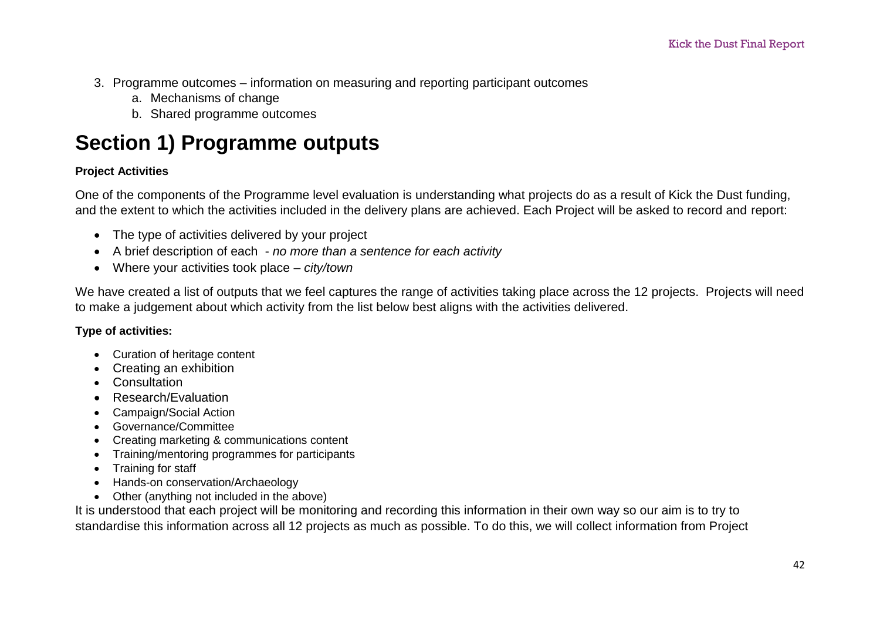3. Programme outcomes – information on measuring and reporting participant outcomes
    a. Mechanisms of change
    b. Shared programme outcomes

# Section 1) Programme outputs

**Project Activities**

One of the components of the Programme level evaluation is understanding what projects do as a result of Kick the Dust funding, and the extent to which the activities included in the delivery plans are achieved. Each Project will be asked to record and report:

- The type of activities delivered by your project
- A brief description of each - *no more than a sentence for each activity*
- Where your activities took place – *city/town*

We have created a list of outputs that we feel captures the range of activities taking place across the 12 projects. Projects will need to make a judgement about which activity from the list below best aligns with the activities delivered.

**Type of activities:**

- Curation of heritage content
- Creating an exhibition
- Consultation
- Research/Evaluation
- Campaign/Social Action
- Governance/Committee
- Creating marketing & communications content
- Training/mentoring programmes for participants
- Training for staff
- Hands-on conservation/Archaeology
- Other (anything not included in the above)

It is understood that each project will be monitoring and recording this information in their own way so our aim is to try to standardise this information across all 12 projects as much as possible. To do this, we will collect information from Project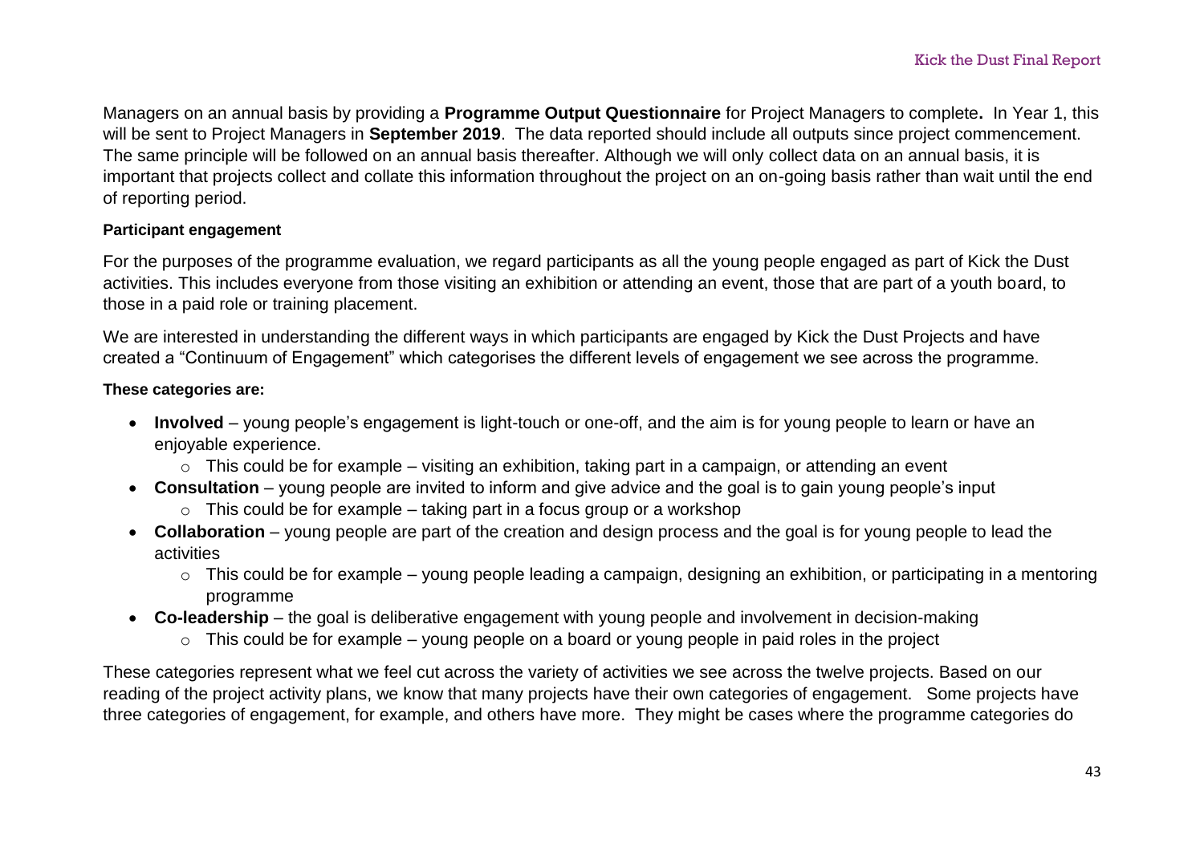Managers on an annual basis by providing a **Programme Output Questionnaire** for Project Managers to complete**.** In Year 1, this will be sent to Project Managers in **September 2019**. The data reported should include all outputs since project commencement. The same principle will be followed on an annual basis thereafter. Although we will only collect data on an annual basis, it is important that projects collect and collate this information throughout the project on an on-going basis rather than wait until the end of reporting period.

#### Participant engagement

For the purposes of the programme evaluation, we regard participants as all the young people engaged as part of Kick the Dust activities. This includes everyone from those visiting an exhibition or attending an event, those that are part of a youth board, to those in a paid role or training placement.

We are interested in understanding the different ways in which participants are engaged by Kick the Dust Projects and have created a "Continuum of Engagement" which categorises the different levels of engagement we see across the programme.

**These categories are:**

- **Involved** – young people's engagement is light-touch or one-off, and the aim is for young people to learn or have an enjoyable experience.
  - This could be for example – visiting an exhibition, taking part in a campaign, or attending an event
- **Consultation** – young people are invited to inform and give advice and the goal is to gain young people's input
  - This could be for example – taking part in a focus group or a workshop
- **Collaboration** – young people are part of the creation and design process and the goal is for young people to lead the activities
  - This could be for example – young people leading a campaign, designing an exhibition, or participating in a mentoring programme
- **Co-leadership** – the goal is deliberative engagement with young people and involvement in decision-making
  - This could be for example – young people on a board or young people in paid roles in the project

These categories represent what we feel cut across the variety of activities we see across the twelve projects. Based on our reading of the project activity plans, we know that many projects have their own categories of engagement. Some projects have three categories of engagement, for example, and others have more. They might be cases where the programme categories do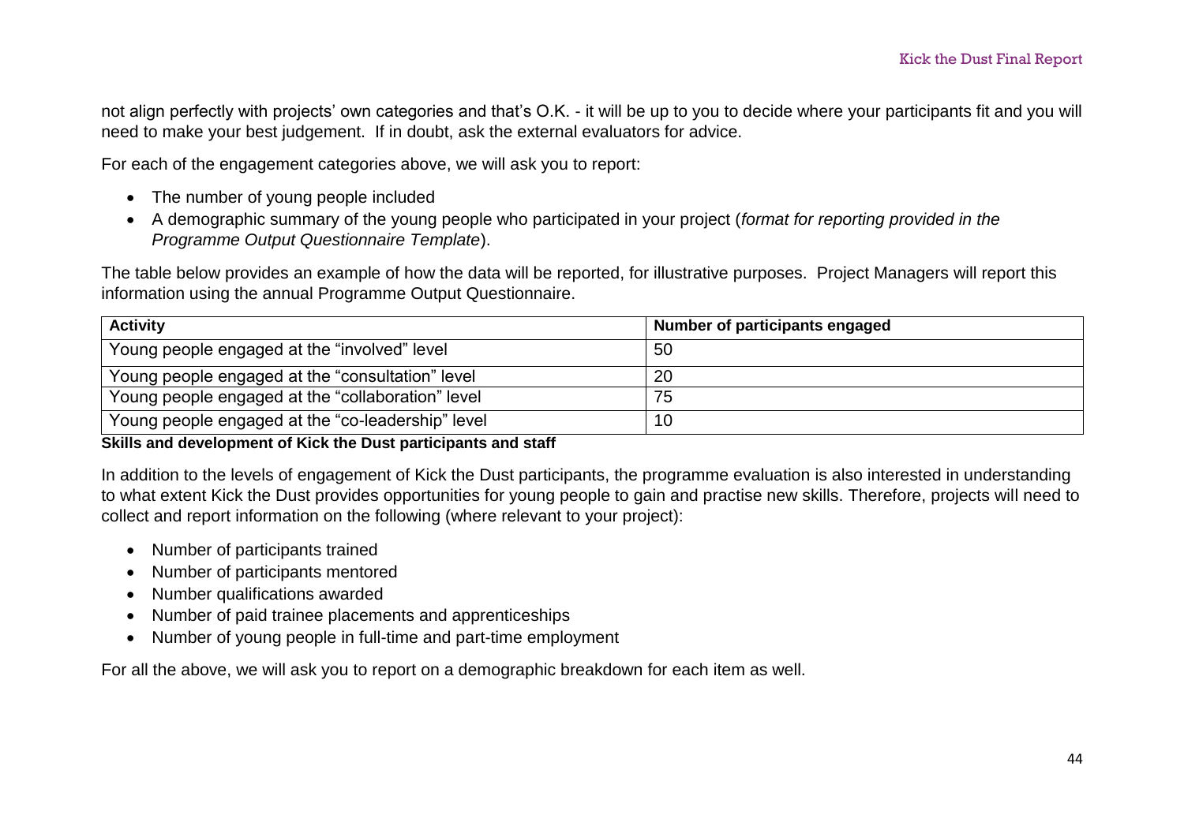not align perfectly with projects' own categories and that's O.K. - it will be up to you to decide where your participants fit and you will need to make your best judgement. If in doubt, ask the external evaluators for advice.

For each of the engagement categories above, we will ask you to report:

- The number of young people included
- A demographic summary of the young people who participated in your project (*format for reporting provided in the Programme Output Questionnaire Template*).

The table below provides an example of how the data will be reported, for illustrative purposes. Project Managers will report this information using the annual Programme Output Questionnaire.

| Activity | Number of participants engaged |
|---|---|
| Young people engaged at the "involved" level | 50 |
| Young people engaged at the "consultation" level | 20 |
| Young people engaged at the "collaboration" level | 75 |
| Young people engaged at the "co-leadership" level | 10 |

**Skills and development of Kick the Dust participants and staff**

In addition to the levels of engagement of Kick the Dust participants, the programme evaluation is also interested in understanding to what extent Kick the Dust provides opportunities for young people to gain and practise new skills. Therefore, projects will need to collect and report information on the following (where relevant to your project):

- Number of participants trained
- Number of participants mentored
- Number qualifications awarded
- Number of paid trainee placements and apprenticeships
- Number of young people in full-time and part-time employment

For all the above, we will ask you to report on a demographic breakdown for each item as well.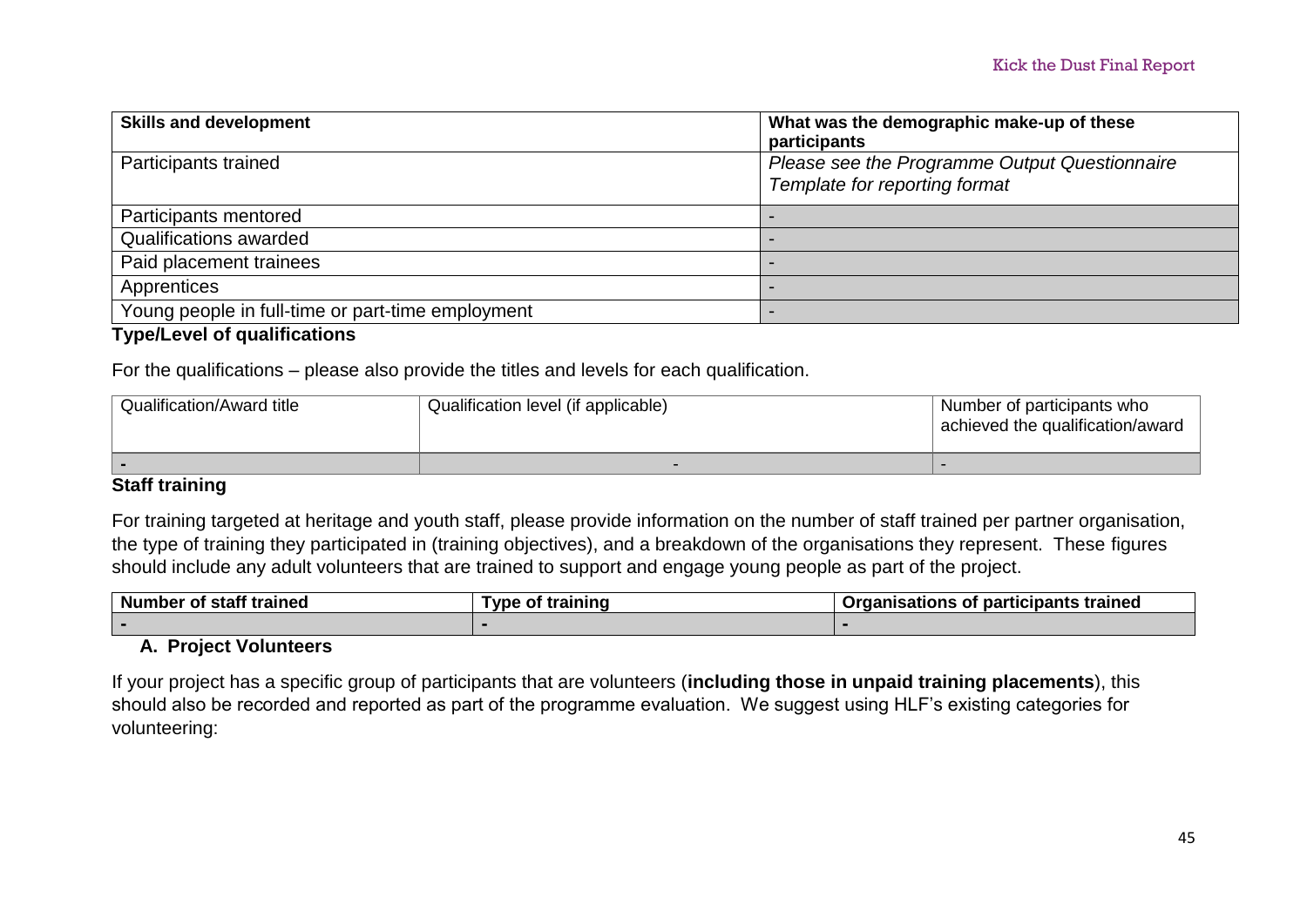| Skills and development | What was the demographic make-up of these participants |
| --- | --- |
| Participants trained | *Please see the Programme Output Questionnaire Template for reporting format* |
| Participants mentored | - |
| Qualifications awarded | - |
| Paid placement trainees | - |
| Apprentices | - |
| Young people in full-time or part-time employment | - |

**Type/Level of qualifications**

For the qualifications – please also provide the titles and levels for each qualification.

| Qualification/Award title | Qualification level (if applicable) | Number of participants who achieved the qualification/award |
| --- | --- | --- |
| - | - | - |

**Staff training**

For training targeted at heritage and youth staff, please provide information on the number of staff trained per partner organisation, the type of training they participated in (training objectives), and a breakdown of the organisations they represent. These figures should include any adult volunteers that are trained to support and engage young people as part of the project.

| Number of staff trained | Type of training | Organisations of participants trained |
| --- | --- | --- |
| - | - | - |

**A. Project Volunteers**

If your project has a specific group of participants that are volunteers (**including those in unpaid training placements**), this should also be recorded and reported as part of the programme evaluation. We suggest using HLF's existing categories for volunteering: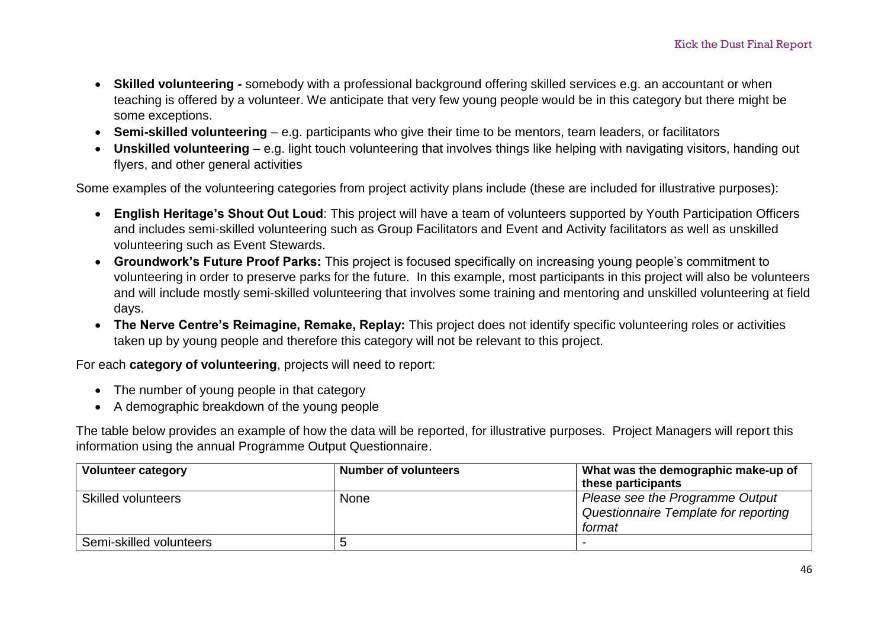- **Skilled volunteering -** somebody with a professional background offering skilled services e.g. an accountant or when teaching is offered by a volunteer. We anticipate that very few young people would be in this category but there might be some exceptions.
- **Semi-skilled volunteering** – e.g. participants who give their time to be mentors, team leaders, or facilitators
- **Unskilled volunteering** – e.g. light touch volunteering that involves things like helping with navigating visitors, handing out flyers, and other general activities

Some examples of the volunteering categories from project activity plans include (these are included for illustrative purposes):

- **English Heritage's Shout Out Loud**: This project will have a team of volunteers supported by Youth Participation Officers and includes semi-skilled volunteering such as Group Facilitators and Event and Activity facilitators as well as unskilled volunteering such as Event Stewards.
- **Groundwork's Future Proof Parks:** This project is focused specifically on increasing young people's commitment to volunteering in order to preserve parks for the future. In this example, most participants in this project will also be volunteers and will include mostly semi-skilled volunteering that involves some training and mentoring and unskilled volunteering at field days.
- **The Nerve Centre's Reimagine, Remake, Replay:** This project does not identify specific volunteering roles or activities taken up by young people and therefore this category will not be relevant to this project.

For each **category of volunteering**, projects will need to report:

- The number of young people in that category
- A demographic breakdown of the young people

The table below provides an example of how the data will be reported, for illustrative purposes. Project Managers will report this information using the annual Programme Output Questionnaire.

| Volunteer category | Number of volunteers | What was the demographic make-up of these participants |
|---|---|---|
| Skilled volunteers | None | *Please see the Programme Output Questionnaire Template for reporting format* |
| Semi-skilled volunteers | 5 | - |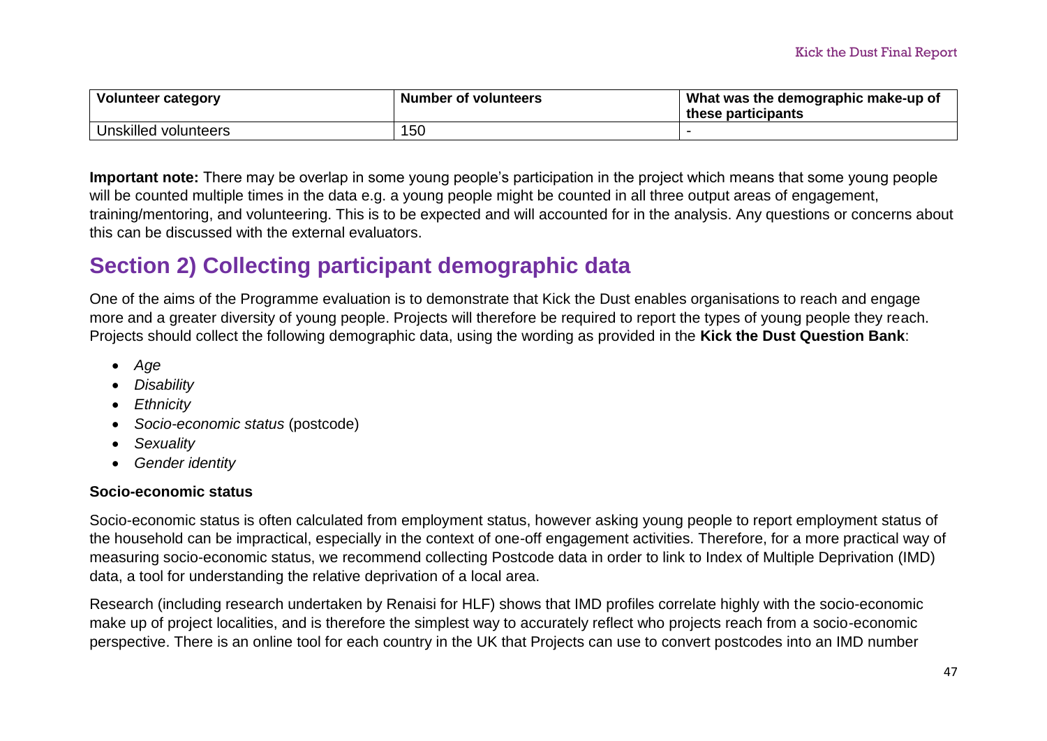| Volunteer category | Number of volunteers | What was the demographic make-up of these participants |
| --- | --- | --- |
| Unskilled volunteers | 150 | - |

**Important note:** There may be overlap in some young people's participation in the project which means that some young people will be counted multiple times in the data e.g. a young people might be counted in all three output areas of engagement, training/mentoring, and volunteering. This is to be expected and will accounted for in the analysis. Any questions or concerns about this can be discussed with the external evaluators.

## Section 2) Collecting participant demographic data

One of the aims of the Programme evaluation is to demonstrate that Kick the Dust enables organisations to reach and engage more and a greater diversity of young people. Projects will therefore be required to report the types of young people they reach. Projects should collect the following demographic data, using the wording as provided in the **Kick the Dust Question Bank**:

- *Age*
- *Disability*
- *Ethnicity*
- *Socio-economic status* (postcode)
- *Sexuality*
- *Gender identity*

### Socio-economic status

Socio-economic status is often calculated from employment status, however asking young people to report employment status of the household can be impractical, especially in the context of one-off engagement activities. Therefore, for a more practical way of measuring socio-economic status, we recommend collecting Postcode data in order to link to Index of Multiple Deprivation (IMD) data, a tool for understanding the relative deprivation of a local area.

Research (including research undertaken by Renaisi for HLF) shows that IMD profiles correlate highly with the socio-economic make up of project localities, and is therefore the simplest way to accurately reflect who projects reach from a socio-economic perspective. There is an online tool for each country in the UK that Projects can use to convert postcodes into an IMD number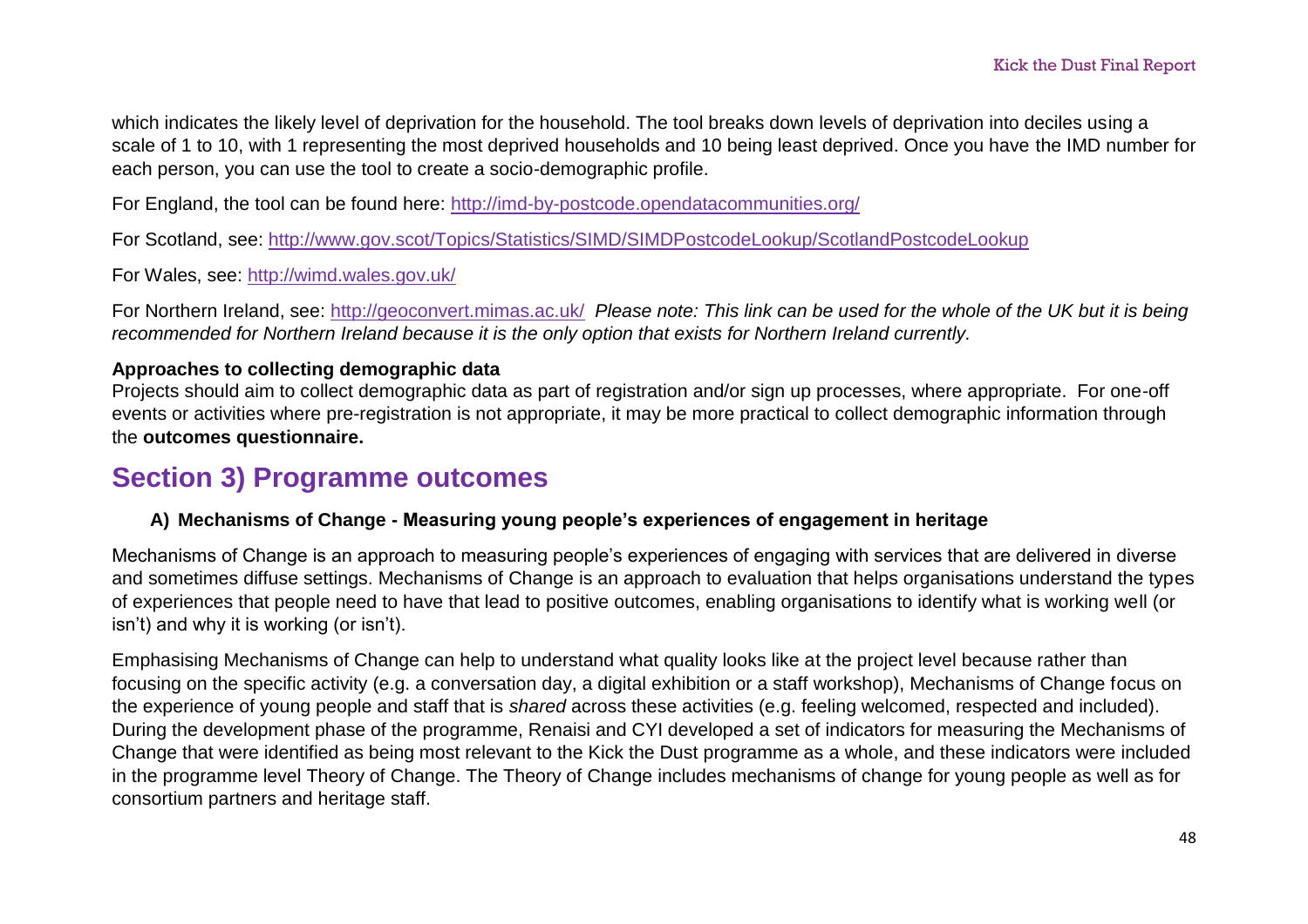which indicates the likely level of deprivation for the household. The tool breaks down levels of deprivation into deciles using a scale of 1 to 10, with 1 representing the most deprived households and 10 being least deprived. Once you have the IMD number for each person, you can use the tool to create a socio-demographic profile.

For England, the tool can be found here: http://imd-by-postcode.opendatacommunities.org/

For Scotland, see: http://www.gov.scot/Topics/Statistics/SIMD/SIMDPostcodeLookup/ScotlandPostcodeLookup

For Wales, see: http://wimd.wales.gov.uk/

For Northern Ireland, see: http://geoconvert.mimas.ac.uk/ *Please note: This link can be used for the whole of the UK but it is being recommended for Northern Ireland because it is the only option that exists for Northern Ireland currently.*

**Approaches to collecting demographic data**

Projects should aim to collect demographic data as part of registration and/or sign up processes, where appropriate. For one-off events or activities where pre-registration is not appropriate, it may be more practical to collect demographic information through the **outcomes questionnaire.**

## Section 3) Programme outcomes

### A) Mechanisms of Change - Measuring young people's experiences of engagement in heritage

Mechanisms of Change is an approach to measuring people's experiences of engaging with services that are delivered in diverse and sometimes diffuse settings. Mechanisms of Change is an approach to evaluation that helps organisations understand the types of experiences that people need to have that lead to positive outcomes, enabling organisations to identify what is working well (or isn't) and why it is working (or isn't).

Emphasising Mechanisms of Change can help to understand what quality looks like at the project level because rather than focusing on the specific activity (e.g. a conversation day, a digital exhibition or a staff workshop), Mechanisms of Change focus on the experience of young people and staff that is *shared* across these activities (e.g. feeling welcomed, respected and included). During the development phase of the programme, Renaisi and CYI developed a set of indicators for measuring the Mechanisms of Change that were identified as being most relevant to the Kick the Dust programme as a whole, and these indicators were included in the programme level Theory of Change. The Theory of Change includes mechanisms of change for young people as well as for consortium partners and heritage staff.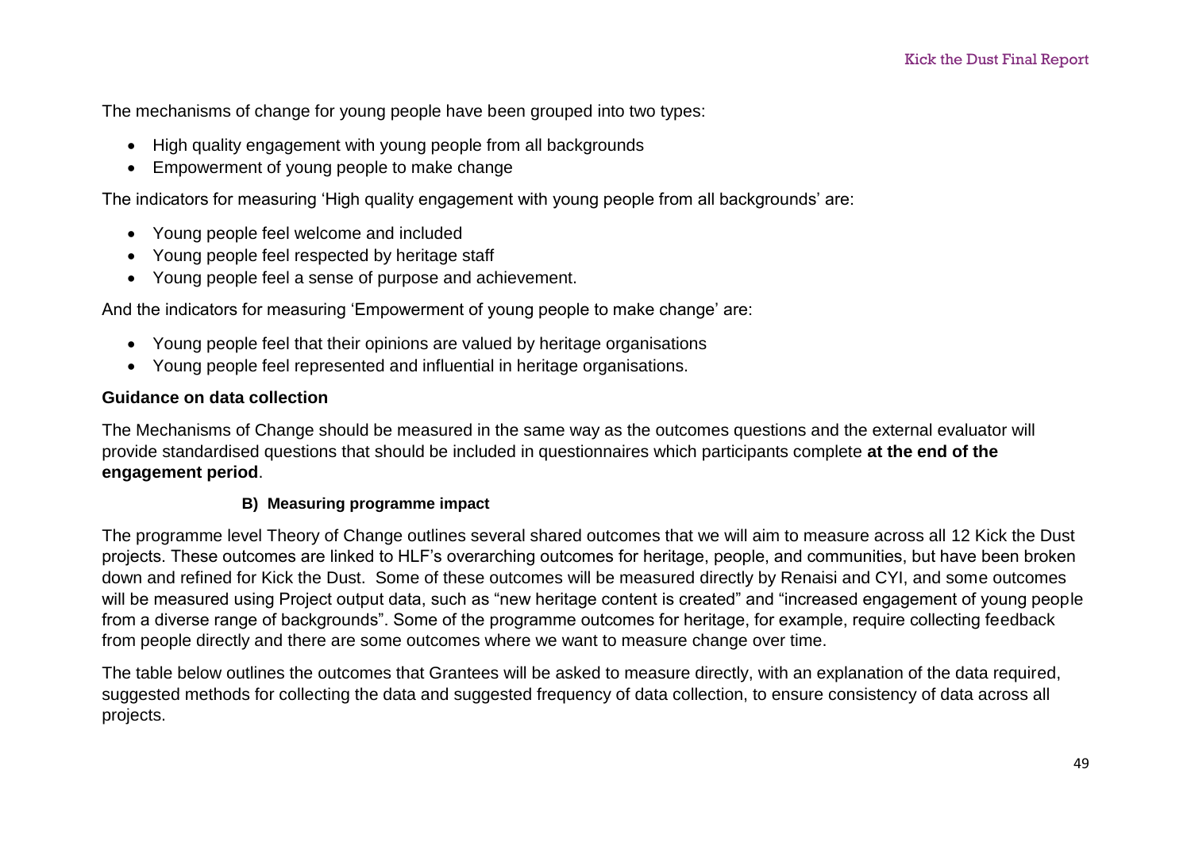The mechanisms of change for young people have been grouped into two types:

- High quality engagement with young people from all backgrounds
- Empowerment of young people to make change

The indicators for measuring 'High quality engagement with young people from all backgrounds' are:

- Young people feel welcome and included
- Young people feel respected by heritage staff
- Young people feel a sense of purpose and achievement.

And the indicators for measuring 'Empowerment of young people to make change' are:

- Young people feel that their opinions are valued by heritage organisations
- Young people feel represented and influential in heritage organisations.

**Guidance on data collection**

The Mechanisms of Change should be measured in the same way as the outcomes questions and the external evaluator will provide standardised questions that should be included in questionnaires which participants complete **at the end of the engagement period**.

**B) Measuring programme impact**

The programme level Theory of Change outlines several shared outcomes that we will aim to measure across all 12 Kick the Dust projects. These outcomes are linked to HLF's overarching outcomes for heritage, people, and communities, but have been broken down and refined for Kick the Dust. Some of these outcomes will be measured directly by Renaisi and CYI, and some outcomes will be measured using Project output data, such as "new heritage content is created" and "increased engagement of young people from a diverse range of backgrounds". Some of the programme outcomes for heritage, for example, require collecting feedback from people directly and there are some outcomes where we want to measure change over time.

The table below outlines the outcomes that Grantees will be asked to measure directly, with an explanation of the data required, suggested methods for collecting the data and suggested frequency of data collection, to ensure consistency of data across all projects.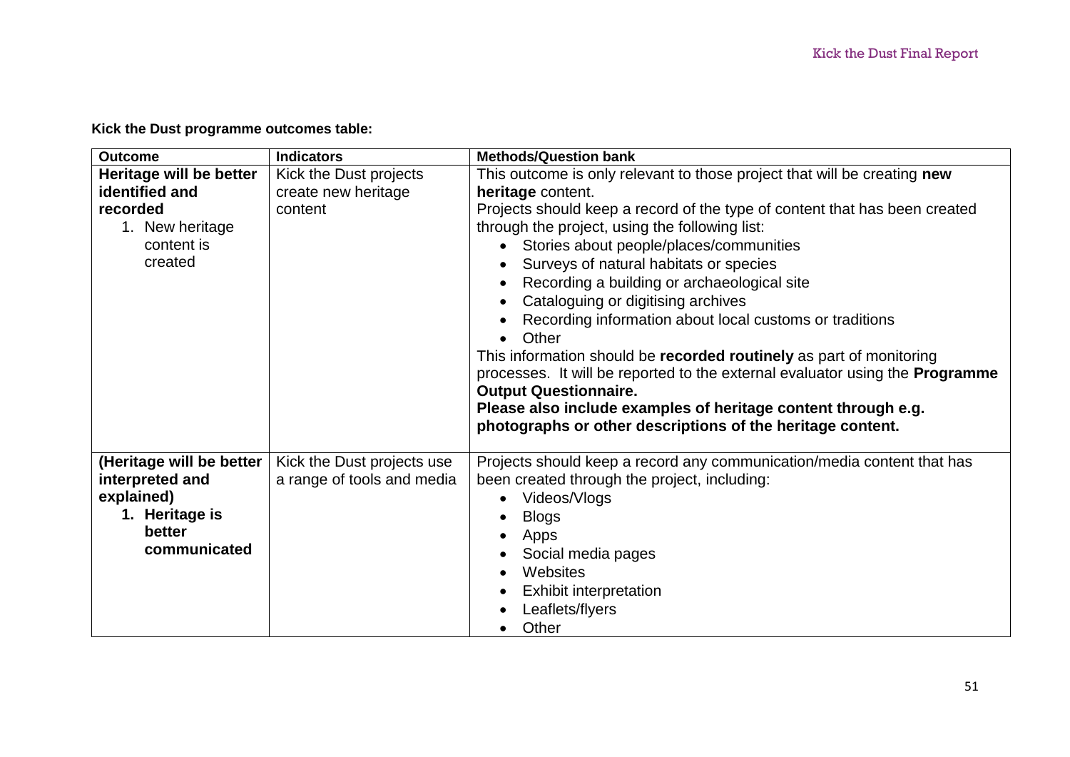**Kick the Dust programme outcomes table:**

| Outcome | Indicators | Methods/Question bank |
| --- | --- | --- |
| **Heritage will be better identified and recorded**<br>1. New heritage content is created | Kick the Dust projects create new heritage content | This outcome is only relevant to those project that will be creating **new heritage** content.<br>Projects should keep a record of the type of content that has been created through the project, using the following list:<br>• Stories about people/places/communities<br>• Surveys of natural habitats or species<br>• Recording a building or archaeological site<br>• Cataloguing or digitising archives<br>• Recording information about local customs or traditions<br>• Other<br>This information should be **recorded routinely** as part of monitoring processes. It will be reported to the external evaluator using the **Programme Output Questionnaire.**<br>**Please also include examples of heritage content through e.g. photographs or other descriptions of the heritage content.** |
| **(Heritage will be better interpreted and explained)**<br>**1. Heritage is better communicated** | Kick the Dust projects use a range of tools and media | Projects should keep a record any communication/media content that has been created through the project, including:<br>• Videos/Vlogs<br>• Blogs<br>• Apps<br>• Social media pages<br>• Websites<br>• Exhibit interpretation<br>• Leaflets/flyers<br>• Other |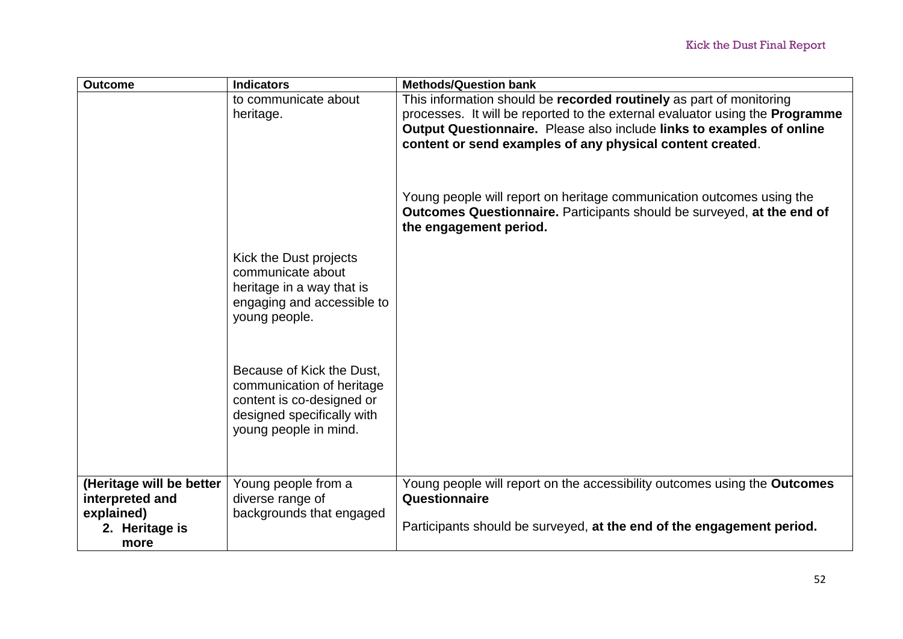| Outcome | Indicators | Methods/Question bank |
| --- | --- | --- |
| | to communicate about heritage. | This information should be **recorded routinely** as part of monitoring processes. It will be reported to the external evaluator using the **Programme Output Questionnaire.** Please also include **links to examples of online content or send examples of any physical content created**. |
| | | Young people will report on heritage communication outcomes using the **Outcomes Questionnaire.** Participants should be surveyed, **at the end of the engagement period.** |
| | Kick the Dust projects communicate about heritage in a way that is engaging and accessible to young people. | |
| | Because of Kick the Dust, communication of heritage content is co-designed or designed specifically with young people in mind. | |
| **(Heritage will be better interpreted and explained)**<br>**2. Heritage is more** | Young people from a diverse range of backgrounds that engaged | Young people will report on the accessibility outcomes using the **Outcomes Questionnaire**<br><br>Participants should be surveyed, **at the end of the engagement period.** |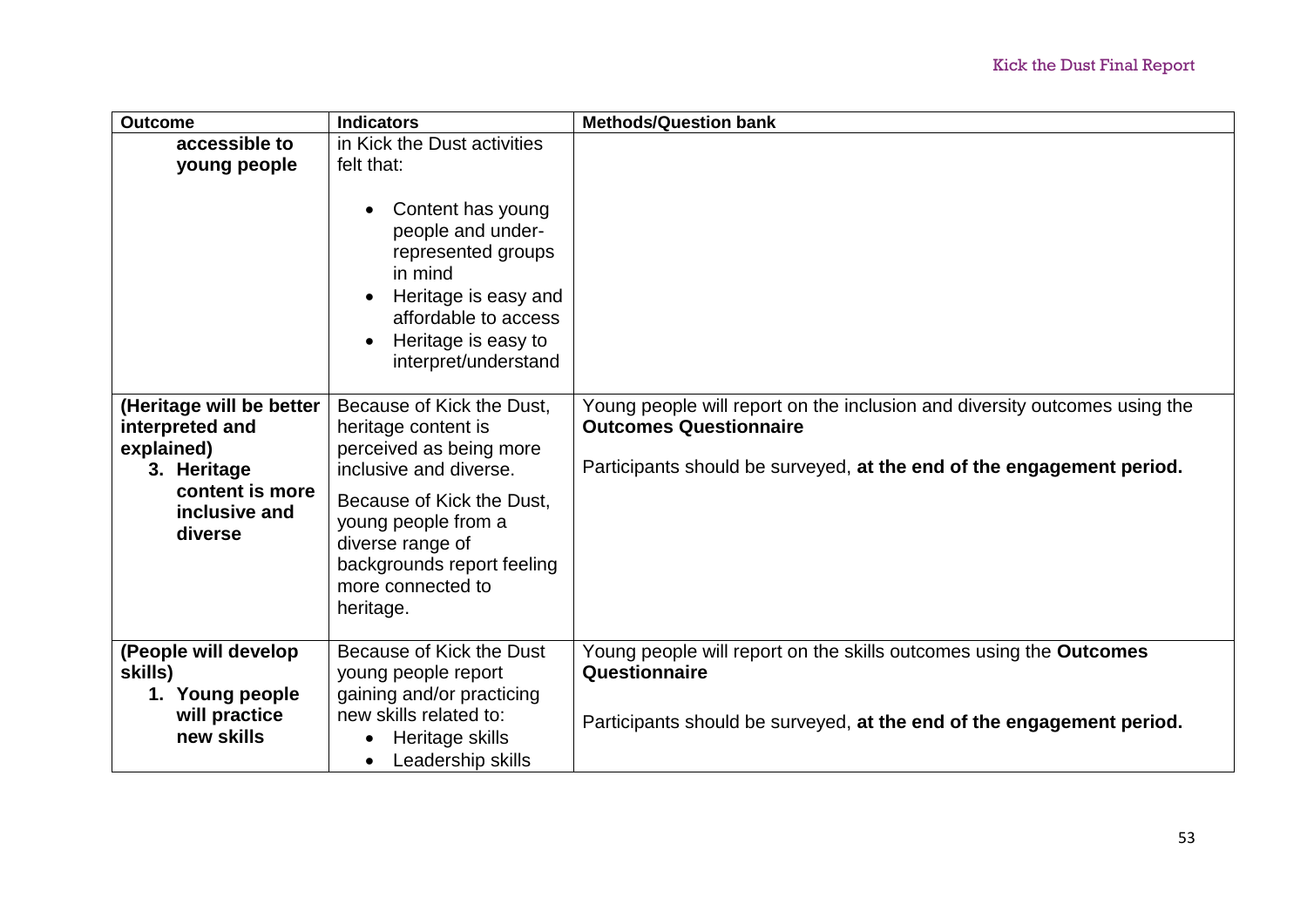| Outcome | Indicators | Methods/Question bank |
| --- | --- | --- |
| **accessible to young people** | in Kick the Dust activities felt that:<br>• Content has young people and under-represented groups in mind<br>• Heritage is easy and affordable to access<br>• Heritage is easy to interpret/understand | |
| **(Heritage will be better interpreted and explained)**<br>**3. Heritage content is more inclusive and diverse** | Because of Kick the Dust, heritage content is perceived as being more inclusive and diverse.<br><br>Because of Kick the Dust, young people from a diverse range of backgrounds report feeling more connected to heritage. | Young people will report on the inclusion and diversity outcomes using the **Outcomes Questionnaire**<br><br>Participants should be surveyed, **at the end of the engagement period.** |
| **(People will develop skills)**<br>**1. Young people will practice new skills** | Because of Kick the Dust young people report gaining and/or practicing new skills related to:<br>• Heritage skills<br>• Leadership skills | Young people will report on the skills outcomes using the **Outcomes Questionnaire**<br><br>Participants should be surveyed, **at the end of the engagement period.** |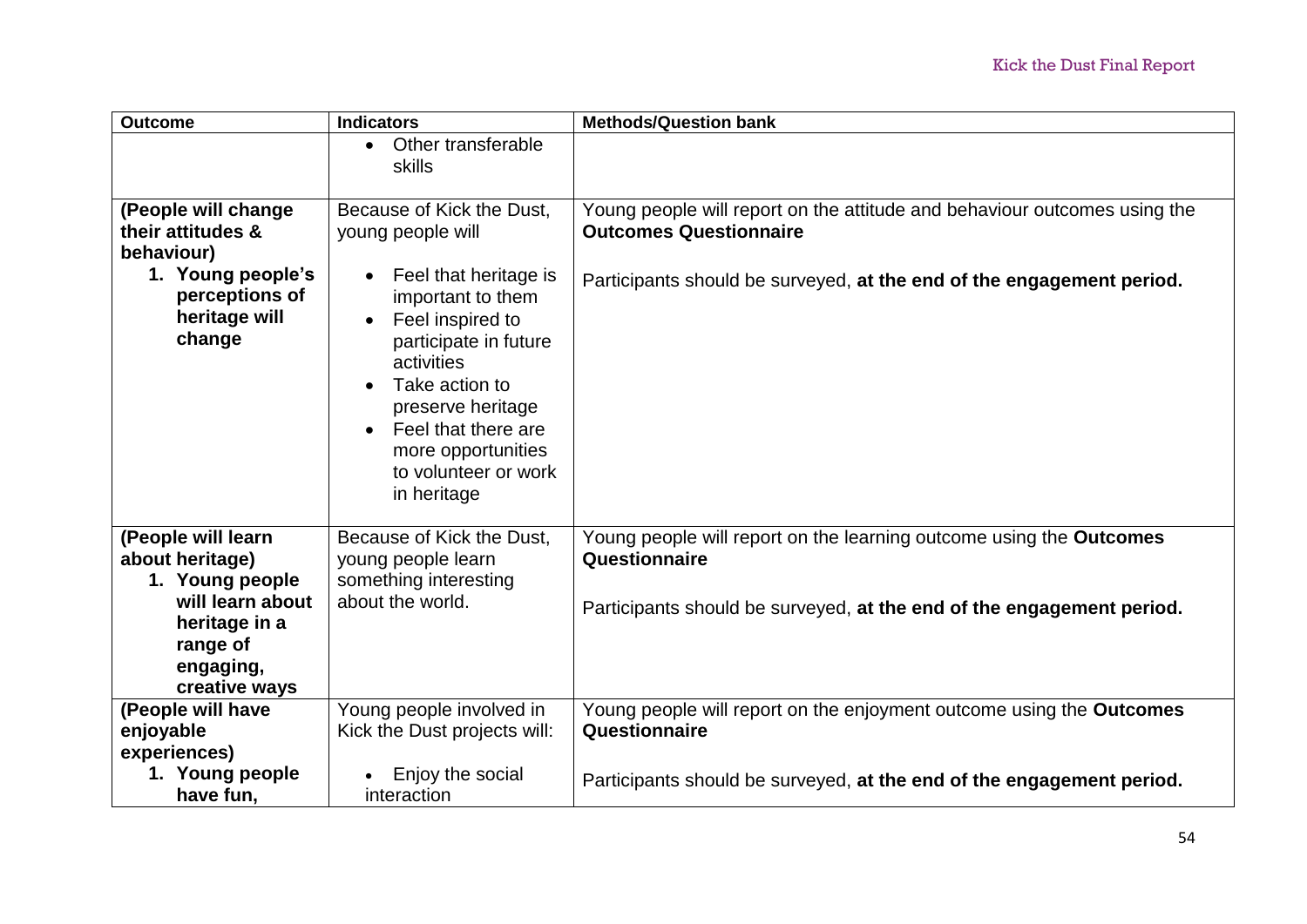| Outcome | Indicators | Methods/Question bank |
|---|---|---|
| | • Other transferable skills | |
| **(People will change their attitudes & behaviour)**<br>**1. Young people's perceptions of heritage will change** | Because of Kick the Dust, young people will<br>• Feel that heritage is important to them<br>• Feel inspired to participate in future activities<br>• Take action to preserve heritage<br>• Feel that there are more opportunities to volunteer or work in heritage | Young people will report on the attitude and behaviour outcomes using the **Outcomes Questionnaire**<br><br>Participants should be surveyed, **at the end of the engagement period.** |
| **(People will learn about heritage)**<br>**1. Young people will learn about heritage in a range of engaging, creative ways** | Because of Kick the Dust, young people learn something interesting about the world. | Young people will report on the learning outcome using the **Outcomes Questionnaire**<br><br>Participants should be surveyed, **at the end of the engagement period.** |
| **(People will have enjoyable experiences)**<br>**1. Young people have fun,** | Young people involved in Kick the Dust projects will:<br>• Enjoy the social interaction | Young people will report on the enjoyment outcome using the **Outcomes Questionnaire**<br><br>Participants should be surveyed, **at the end of the engagement period.** |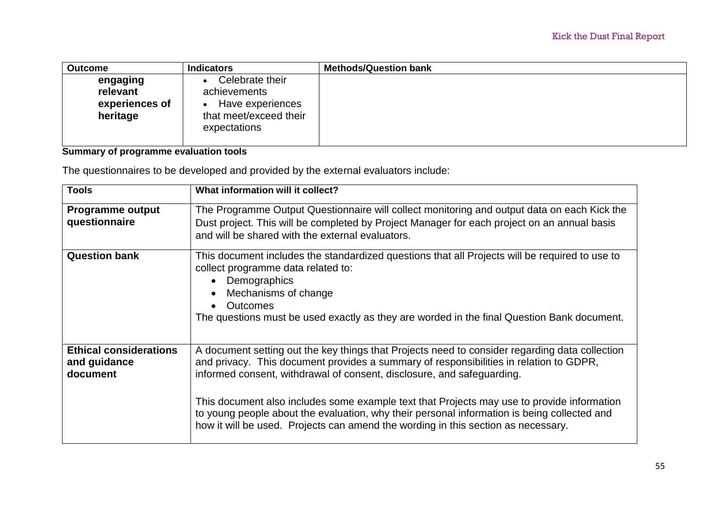| Outcome | Indicators | Methods/Question bank |
| --- | --- | --- |
| **engaging relevant experiences of heritage** | • Celebrate their achievements<br>• Have experiences that meet/exceed their expectations | |

**Summary of programme evaluation tools**

The questionnaires to be developed and provided by the external evaluators include:

| Tools | What information will it collect? |
| --- | --- |
| **Programme output questionnaire** | The Programme Output Questionnaire will collect monitoring and output data on each Kick the Dust project. This will be completed by Project Manager for each project on an annual basis and will be shared with the external evaluators. |
| **Question bank** | This document includes the standardized questions that all Projects will be required to use to collect programme data related to:<br>• Demographics<br>• Mechanisms of change<br>• Outcomes<br>The questions must be used exactly as they are worded in the final Question Bank document. |
| **Ethical considerations and guidance document** | A document setting out the key things that Projects need to consider regarding data collection and privacy. This document provides a summary of responsibilities in relation to GDPR, informed consent, withdrawal of consent, disclosure, and safeguarding.<br><br>This document also includes some example text that Projects may use to provide information to young people about the evaluation, why their personal information is being collected and how it will be used. Projects can amend the wording in this section as necessary. |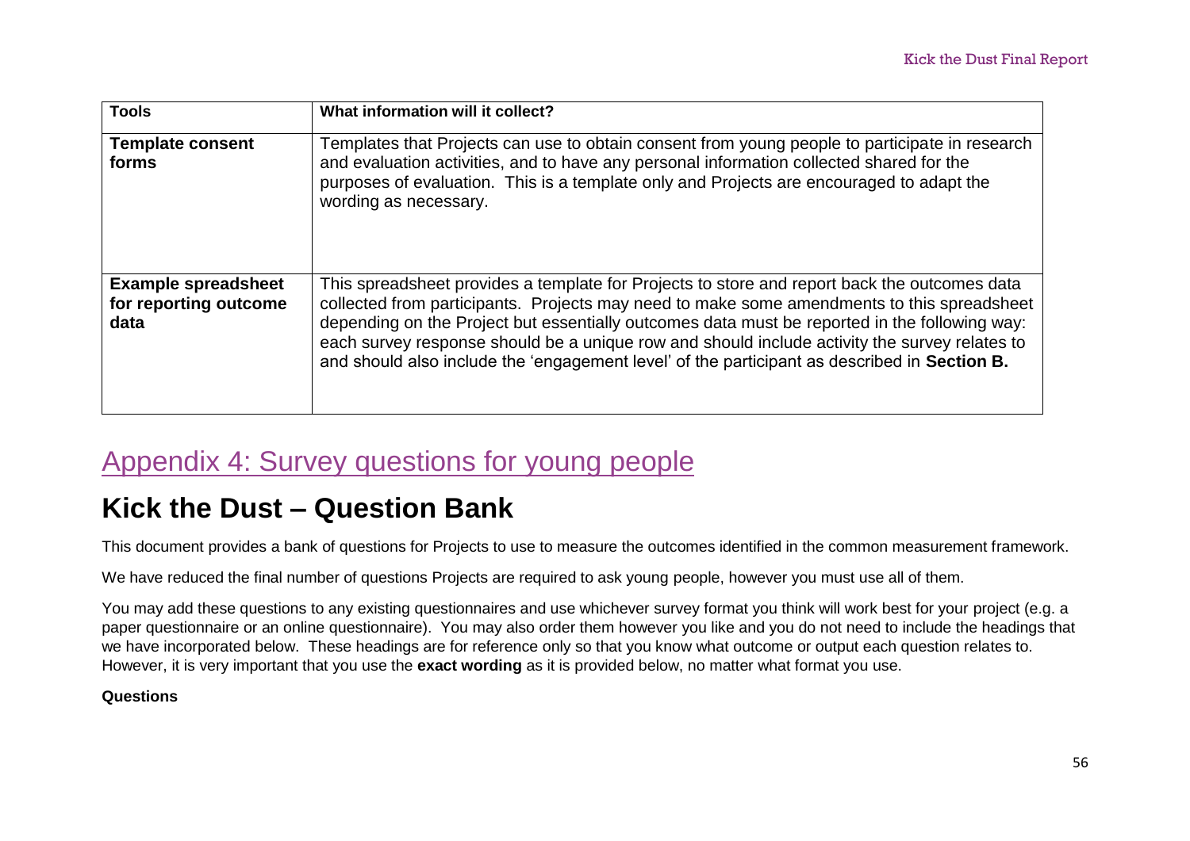| Tools | What information will it collect? |
| --- | --- |
| **Template consent forms** | Templates that Projects can use to obtain consent from young people to participate in research and evaluation activities, and to have any personal information collected shared for the purposes of evaluation. This is a template only and Projects are encouraged to adapt the wording as necessary. |
| **Example spreadsheet for reporting outcome data** | This spreadsheet provides a template for Projects to store and report back the outcomes data collected from participants. Projects may need to make some amendments to this spreadsheet depending on the Project but essentially outcomes data must be reported in the following way: each survey response should be a unique row and should include activity the survey relates to and should also include the 'engagement level' of the participant as described in **Section B.** |

## Appendix 4: Survey questions for young people

# Kick the Dust – Question Bank

This document provides a bank of questions for Projects to use to measure the outcomes identified in the common measurement framework.

We have reduced the final number of questions Projects are required to ask young people, however you must use all of them.

You may add these questions to any existing questionnaires and use whichever survey format you think will work best for your project (e.g. a paper questionnaire or an online questionnaire). You may also order them however you like and you do not need to include the headings that we have incorporated below. These headings are for reference only so that you know what outcome or output each question relates to. However, it is very important that you use the **exact wording** as it is provided below, no matter what format you use.

**Questions**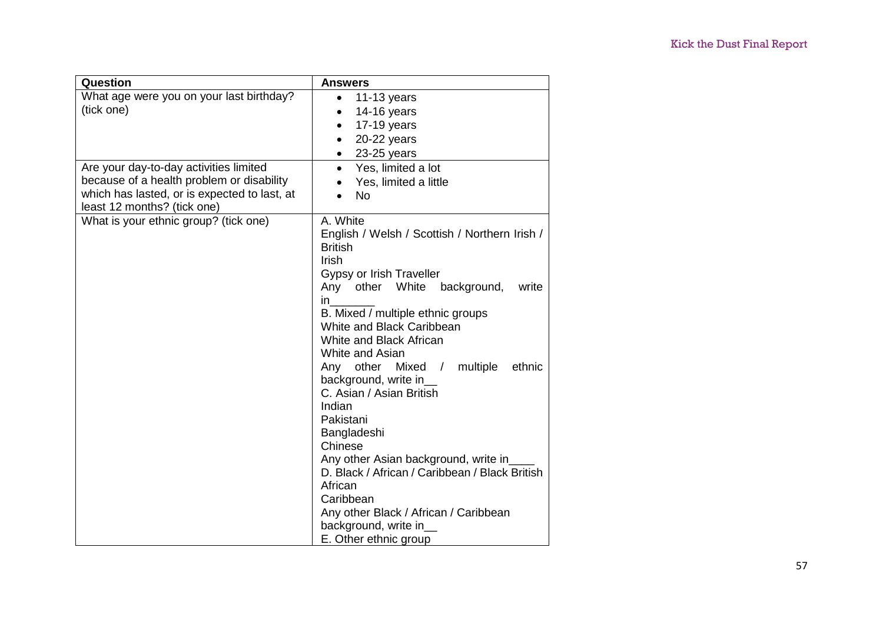| Question | Answers |
|---|---|
| What age were you on your last birthday? (tick one) | • 11-13 years<br>• 14-16 years<br>• 17-19 years<br>• 20-22 years<br>• 23-25 years |
| Are your day-to-day activities limited because of a health problem or disability which has lasted, or is expected to last, at least 12 months? (tick one) | • Yes, limited a lot<br>• Yes, limited a little<br>• No |
| What is your ethnic group? (tick one) | A. White<br>English / Welsh / Scottish / Northern Irish / British<br>Irish<br>Gypsy or Irish Traveller<br>Any other White background, write in_______<br>B. Mixed / multiple ethnic groups<br>White and Black Caribbean<br>White and Black African<br>White and Asian<br>Any other Mixed / multiple ethnic background, write in__<br>C. Asian / Asian British<br>Indian<br>Pakistani<br>Bangladeshi<br>Chinese<br>Any other Asian background, write in____<br>D. Black / African / Caribbean / Black British<br>African<br>Caribbean<br>Any other Black / African / Caribbean background, write in__<br>E. Other ethnic group |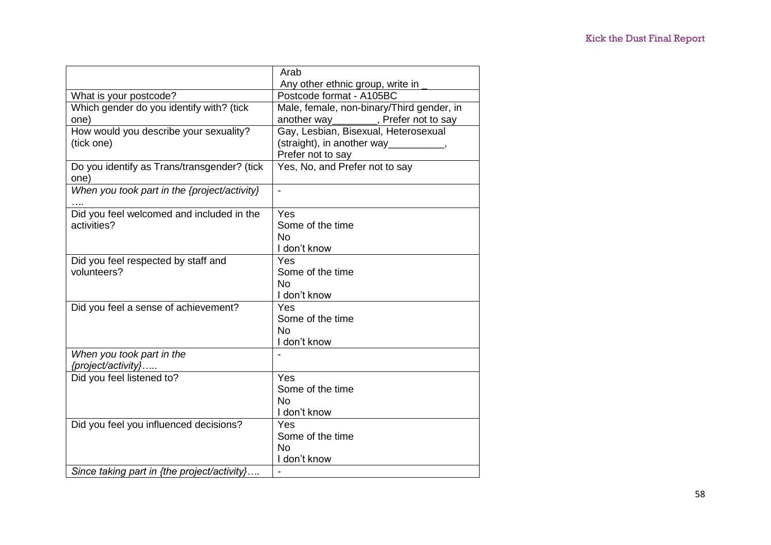| | |
|---|---|
| | Arab<br>Any other ethnic group, write in _ |
| What is your postcode? | Postcode format - A105BC |
| Which gender do you identify with? (tick one) | Male, female, non-binary/Third gender, in another way________, Prefer not to say |
| How would you describe your sexuality? (tick one) | Gay, Lesbian, Bisexual, Heterosexual (straight), in another way__________, Prefer not to say |
| Do you identify as Trans/transgender? (tick one) | Yes, No, and Prefer not to say |
| *When you took part in the {project/activity} ….* | - |
| Did you feel welcomed and included in the activities? | Yes<br>Some of the time<br>No<br>I don't know |
| Did you feel respected by staff and volunteers? | Yes<br>Some of the time<br>No<br>I don't know |
| Did you feel a sense of achievement? | Yes<br>Some of the time<br>No<br>I don't know |
| *When you took part in the {project/activity}…..* | - |
| Did you feel listened to? | Yes<br>Some of the time<br>No<br>I don't know |
| Did you feel you influenced decisions? | Yes<br>Some of the time<br>No<br>I don't know |
| *Since taking part in {the project/activity}….* | - |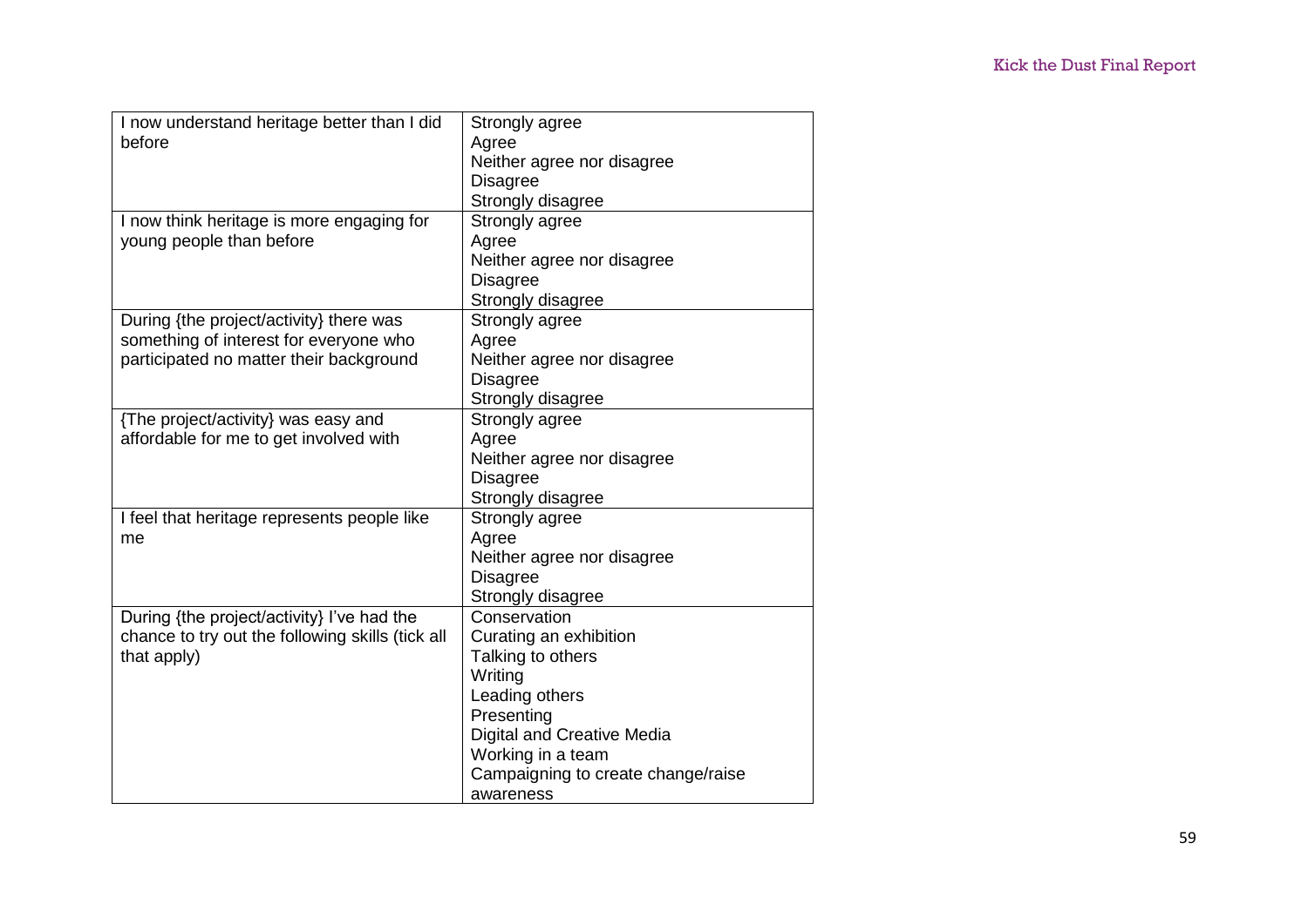| | |
|---|---|
| I now understand heritage better than I did before | Strongly agree<br>Agree<br>Neither agree nor disagree<br>Disagree<br>Strongly disagree |
| I now think heritage is more engaging for young people than before | Strongly agree<br>Agree<br>Neither agree nor disagree<br>Disagree<br>Strongly disagree |
| During {the project/activity} there was something of interest for everyone who participated no matter their background | Strongly agree<br>Agree<br>Neither agree nor disagree<br>Disagree<br>Strongly disagree |
| {The project/activity} was easy and affordable for me to get involved with | Strongly agree<br>Agree<br>Neither agree nor disagree<br>Disagree<br>Strongly disagree |
| I feel that heritage represents people like me | Strongly agree<br>Agree<br>Neither agree nor disagree<br>Disagree<br>Strongly disagree |
| During {the project/activity} I've had the chance to try out the following skills (tick all that apply) | Conservation<br>Curating an exhibition<br>Talking to others<br>Writing<br>Leading others<br>Presenting<br>Digital and Creative Media<br>Working in a team<br>Campaigning to create change/raise awareness |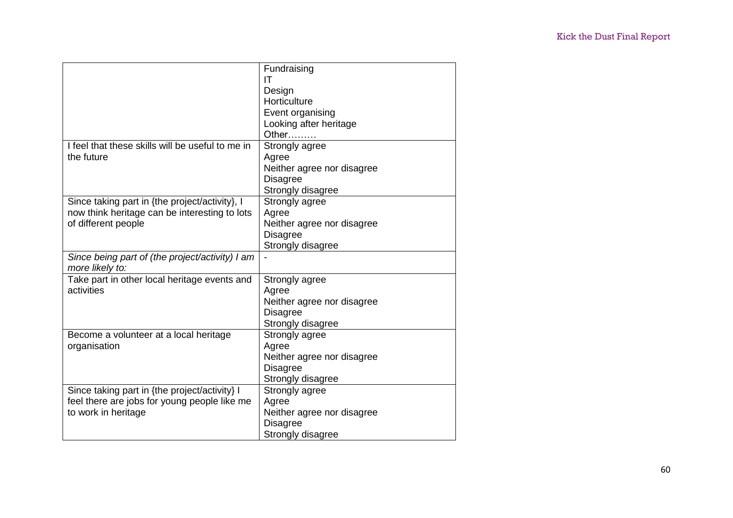|  |  |
|---|---|
|  | Fundraising<br>IT<br>Design<br>Horticulture<br>Event organising<br>Looking after heritage<br>Other……… |
| I feel that these skills will be useful to me in the future | Strongly agree<br>Agree<br>Neither agree nor disagree<br>Disagree<br>Strongly disagree |
| Since taking part in {the project/activity}, I now think heritage can be interesting to lots of different people | Strongly agree<br>Agree<br>Neither agree nor disagree<br>Disagree<br>Strongly disagree |
| *Since being part of (the project/activity) I am more likely to:* | - |
| Take part in other local heritage events and activities | Strongly agree<br>Agree<br>Neither agree nor disagree<br>Disagree<br>Strongly disagree |
| Become a volunteer at a local heritage organisation | Strongly agree<br>Agree<br>Neither agree nor disagree<br>Disagree<br>Strongly disagree |
| Since taking part in {the project/activity} I feel there are jobs for young people like me to work in heritage | Strongly agree<br>Agree<br>Neither agree nor disagree<br>Disagree<br>Strongly disagree |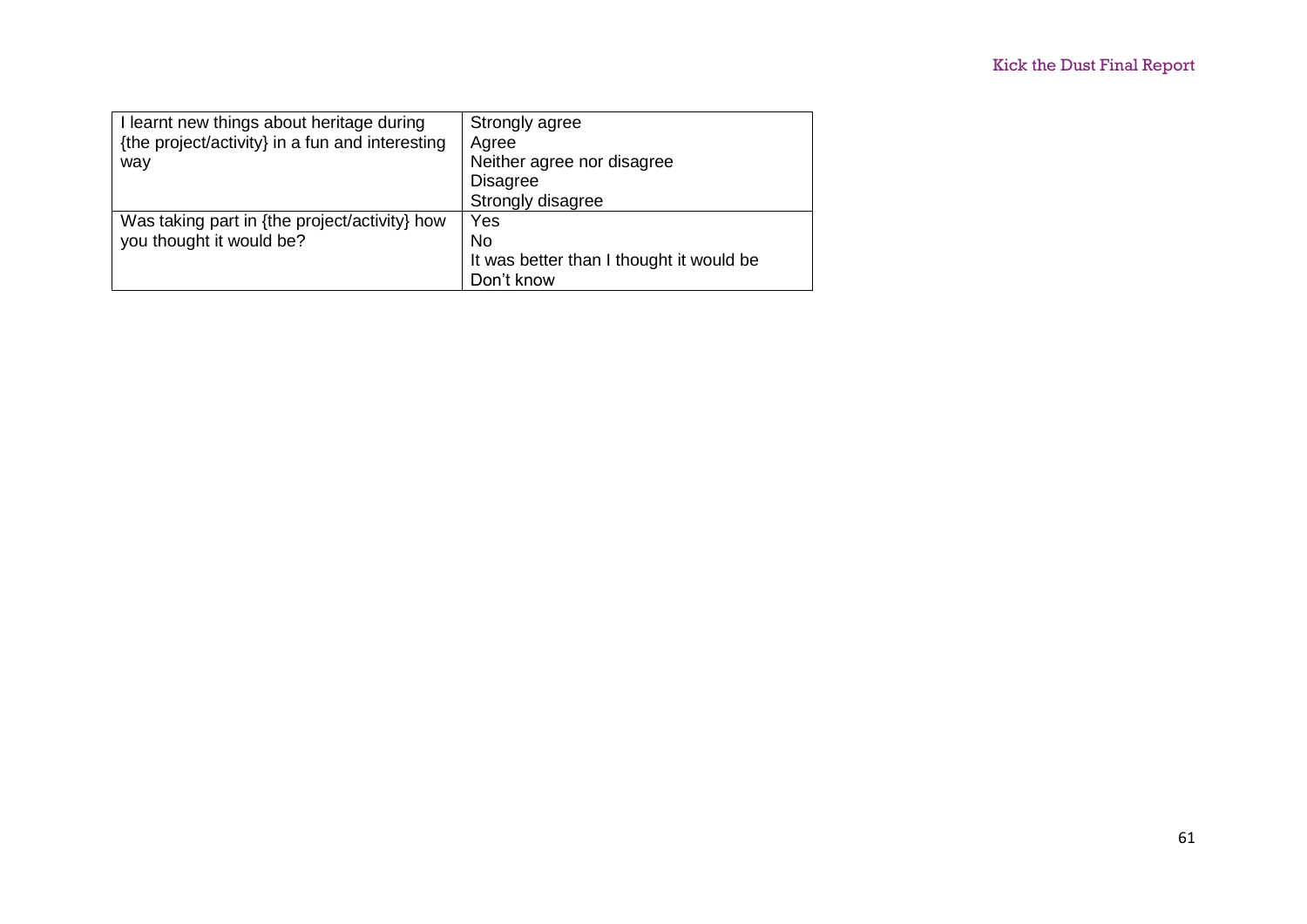| | |
|---|---|
| I learnt new things about heritage during {the project/activity} in a fun and interesting way | Strongly agree<br>Agree<br>Neither agree nor disagree<br>Disagree<br>Strongly disagree |
| Was taking part in {the project/activity} how you thought it would be? | Yes<br>No<br>It was better than I thought it would be<br>Don't know |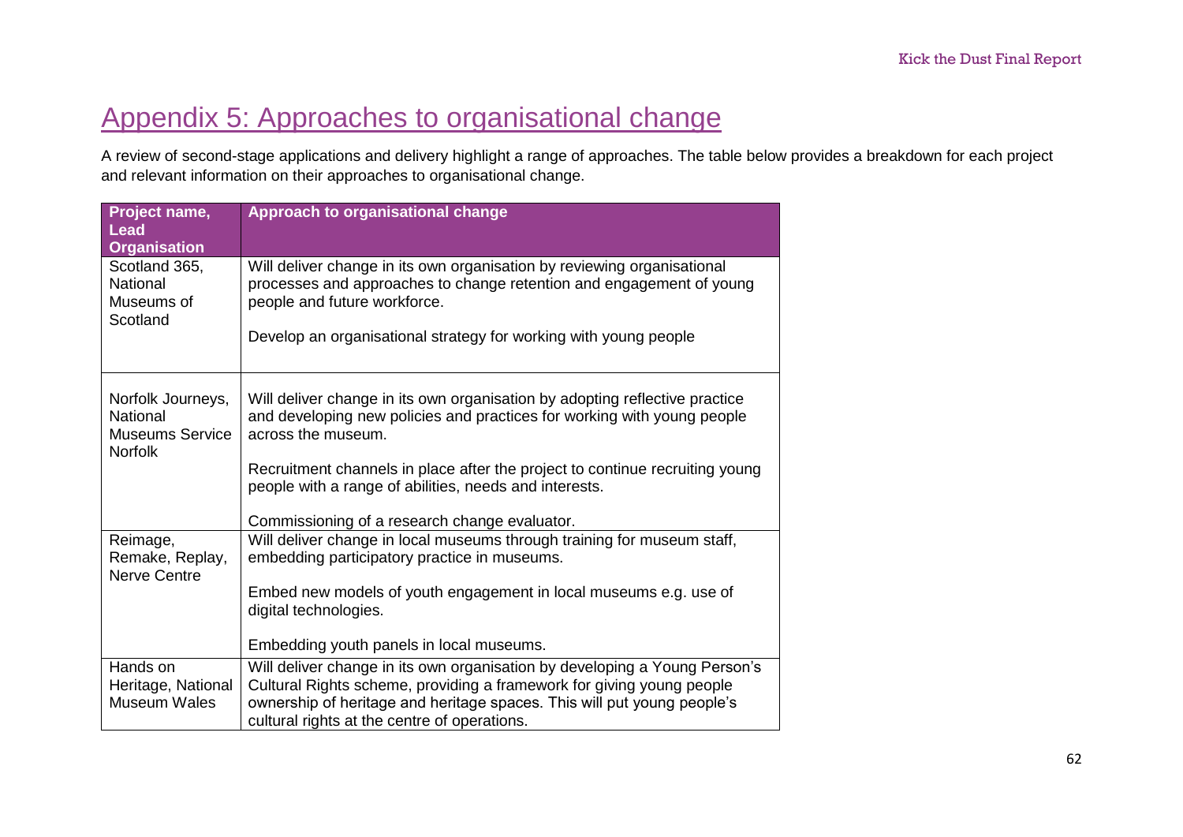## Appendix 5: Approaches to organisational change

A review of second-stage applications and delivery highlight a range of approaches. The table below provides a breakdown for each project and relevant information on their approaches to organisational change.

| Project name, Lead Organisation | Approach to organisational change |
|---|---|
| Scotland 365, National Museums of Scotland | Will deliver change in its own organisation by reviewing organisational processes and approaches to change retention and engagement of young people and future workforce.<br><br>Develop an organisational strategy for working with young people |
| Norfolk Journeys, National Museums Service Norfolk | Will deliver change in its own organisation by adopting reflective practice and developing new policies and practices for working with young people across the museum.<br><br>Recruitment channels in place after the project to continue recruiting young people with a range of abilities, needs and interests.<br><br>Commissioning of a research change evaluator. |
| Reimage, Remake, Replay, Nerve Centre | Will deliver change in local museums through training for museum staff, embedding participatory practice in museums.<br><br>Embed new models of youth engagement in local museums e.g. use of digital technologies.<br><br>Embedding youth panels in local museums. |
| Hands on Heritage, National Museum Wales | Will deliver change in its own organisation by developing a Young Person's Cultural Rights scheme, providing a framework for giving young people ownership of heritage and heritage spaces. This will put young people's cultural rights at the centre of operations. |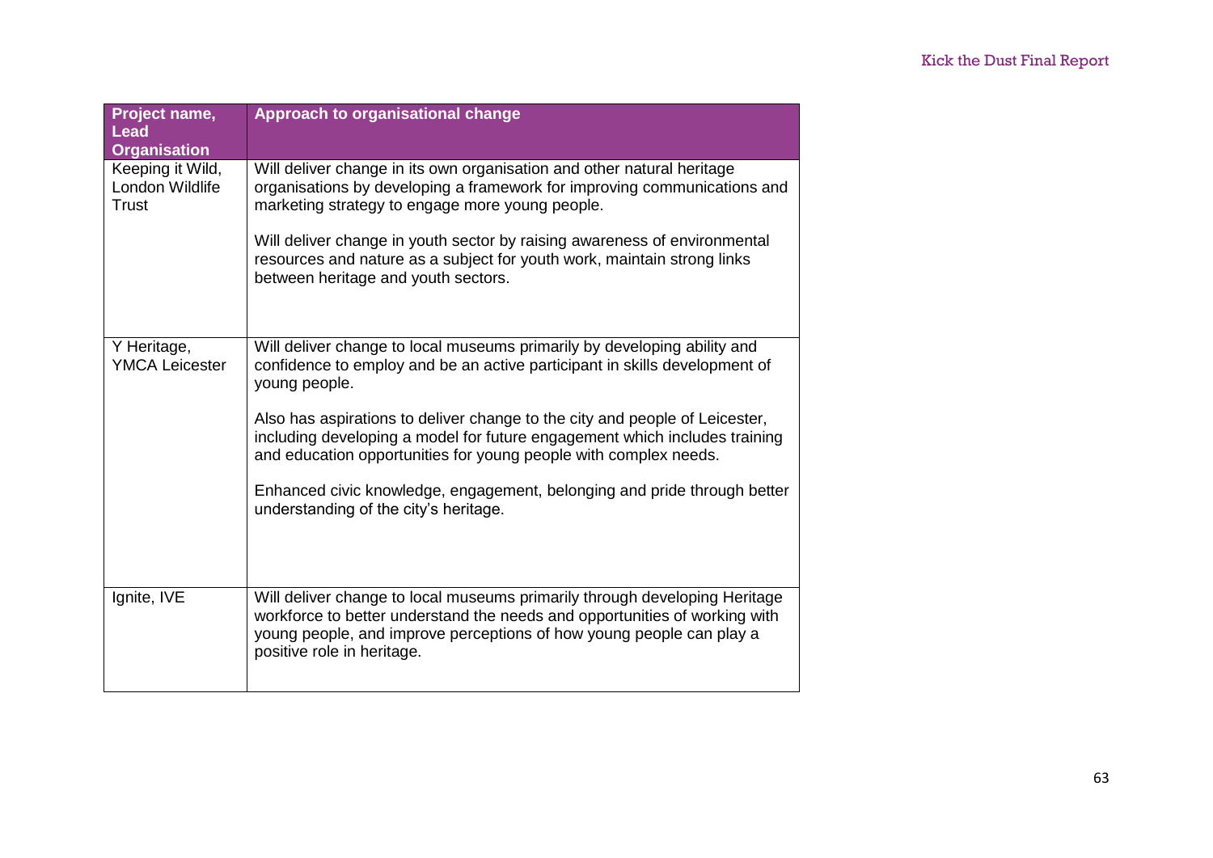| Project name, Lead Organisation | Approach to organisational change |
| --- | --- |
| Keeping it Wild, London Wildlife Trust | Will deliver change in its own organisation and other natural heritage organisations by developing a framework for improving communications and marketing strategy to engage more young people.<br><br>Will deliver change in youth sector by raising awareness of environmental resources and nature as a subject for youth work, maintain strong links between heritage and youth sectors. |
| Y Heritage, YMCA Leicester | Will deliver change to local museums primarily by developing ability and confidence to employ and be an active participant in skills development of young people.<br><br>Also has aspirations to deliver change to the city and people of Leicester, including developing a model for future engagement which includes training and education opportunities for young people with complex needs.<br><br>Enhanced civic knowledge, engagement, belonging and pride through better understanding of the city's heritage. |
| Ignite, IVE | Will deliver change to local museums primarily through developing Heritage workforce to better understand the needs and opportunities of working with young people, and improve perceptions of how young people can play a positive role in heritage. |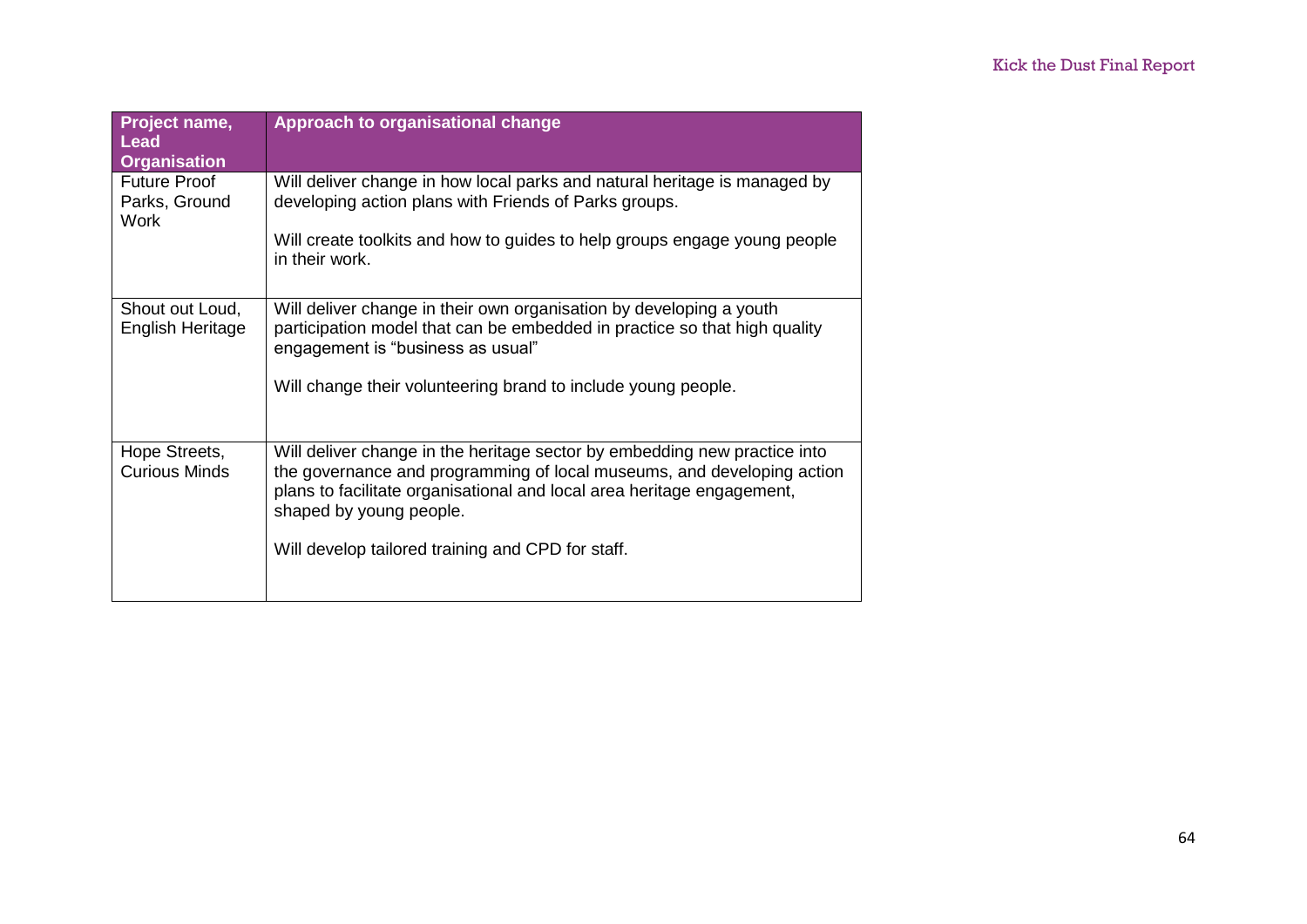| Project name, Lead Organisation | Approach to organisational change |
|---|---|
| Future Proof Parks, Ground Work | Will deliver change in how local parks and natural heritage is managed by developing action plans with Friends of Parks groups.<br><br>Will create toolkits and how to guides to help groups engage young people in their work. |
| Shout out Loud, English Heritage | Will deliver change in their own organisation by developing a youth participation model that can be embedded in practice so that high quality engagement is "business as usual"<br><br>Will change their volunteering brand to include young people. |
| Hope Streets, Curious Minds | Will deliver change in the heritage sector by embedding new practice into the governance and programming of local museums, and developing action plans to facilitate organisational and local area heritage engagement, shaped by young people.<br><br>Will develop tailored training and CPD for staff. |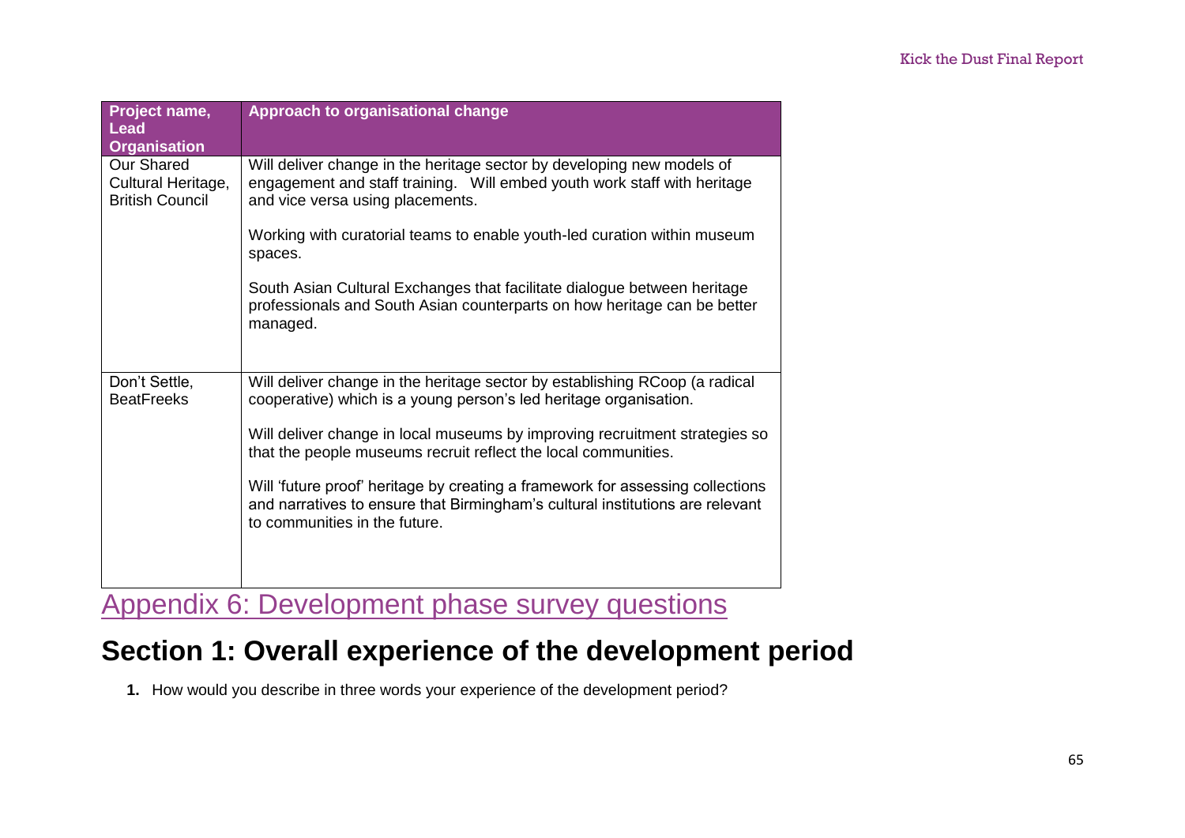| Project name, Lead Organisation | Approach to organisational change |
|---|---|
| Our Shared Cultural Heritage, British Council | Will deliver change in the heritage sector by developing new models of engagement and staff training. Will embed youth work staff with heritage and vice versa using placements.<br><br>Working with curatorial teams to enable youth-led curation within museum spaces.<br><br>South Asian Cultural Exchanges that facilitate dialogue between heritage professionals and South Asian counterparts on how heritage can be better managed. |
| Don't Settle, BeatFreeks | Will deliver change in the heritage sector by establishing RCoop (a radical cooperative) which is a young person's led heritage organisation.<br><br>Will deliver change in local museums by improving recruitment strategies so that the people museums recruit reflect the local communities.<br><br>Will 'future proof' heritage by creating a framework for assessing collections and narratives to ensure that Birmingham's cultural institutions are relevant to communities in the future. |

# Appendix 6: Development phase survey questions

## Section 1: Overall experience of the development period

1. How would you describe in three words your experience of the development period?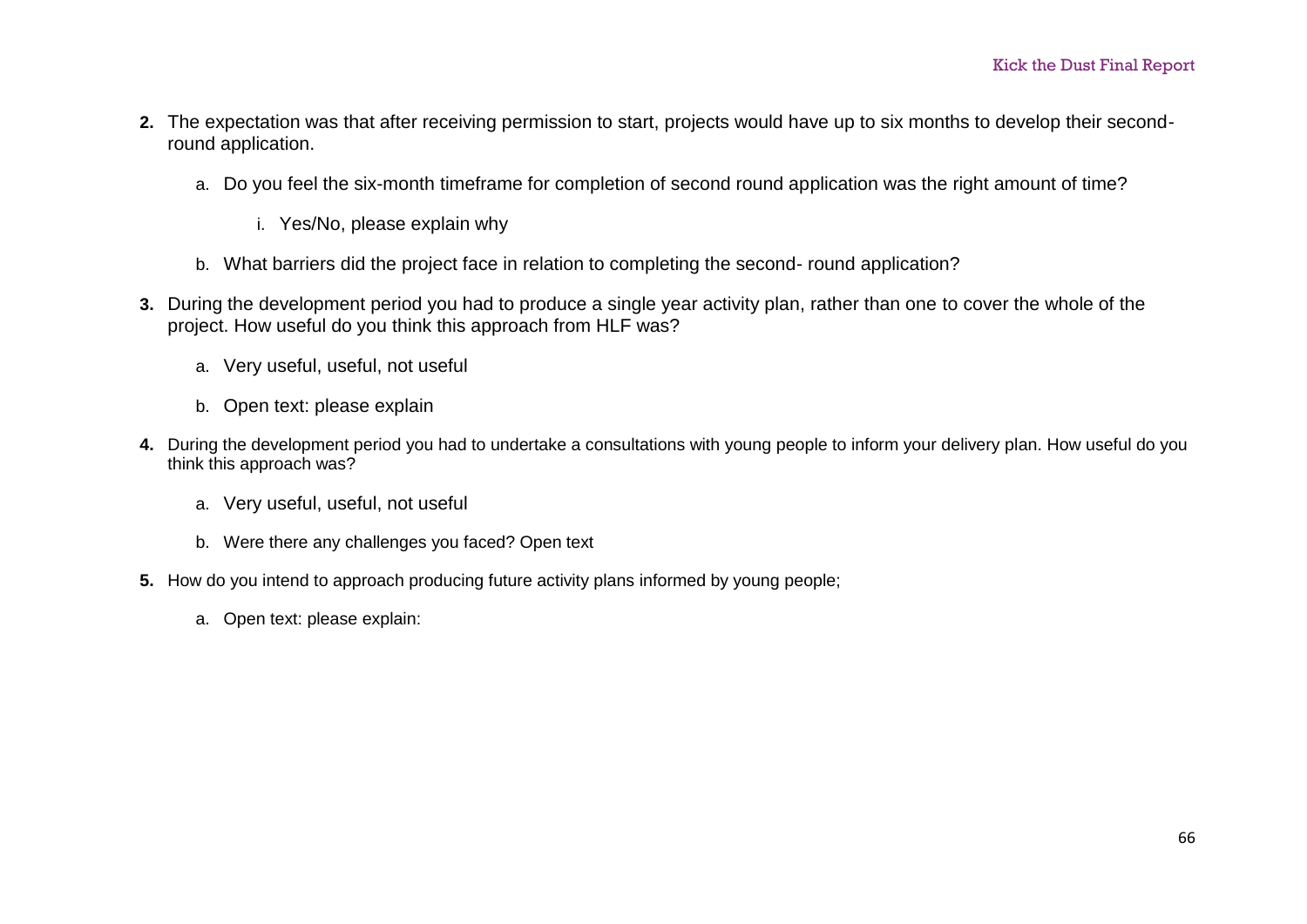2. The expectation was that after receiving permission to start, projects would have up to six months to develop their second-round application.

    a. Do you feel the six-month timeframe for completion of second round application was the right amount of time?

        i. Yes/No, please explain why

    b. What barriers did the project face in relation to completing the second- round application?

3. During the development period you had to produce a single year activity plan, rather than one to cover the whole of the project. How useful do you think this approach from HLF was?

    a. Very useful, useful, not useful

    b. Open text: please explain

4. During the development period you had to undertake a consultations with young people to inform your delivery plan. How useful do you think this approach was?

    a. Very useful, useful, not useful

    b. Were there any challenges you faced? Open text

5. How do you intend to approach producing future activity plans informed by young people;

    a. Open text: please explain: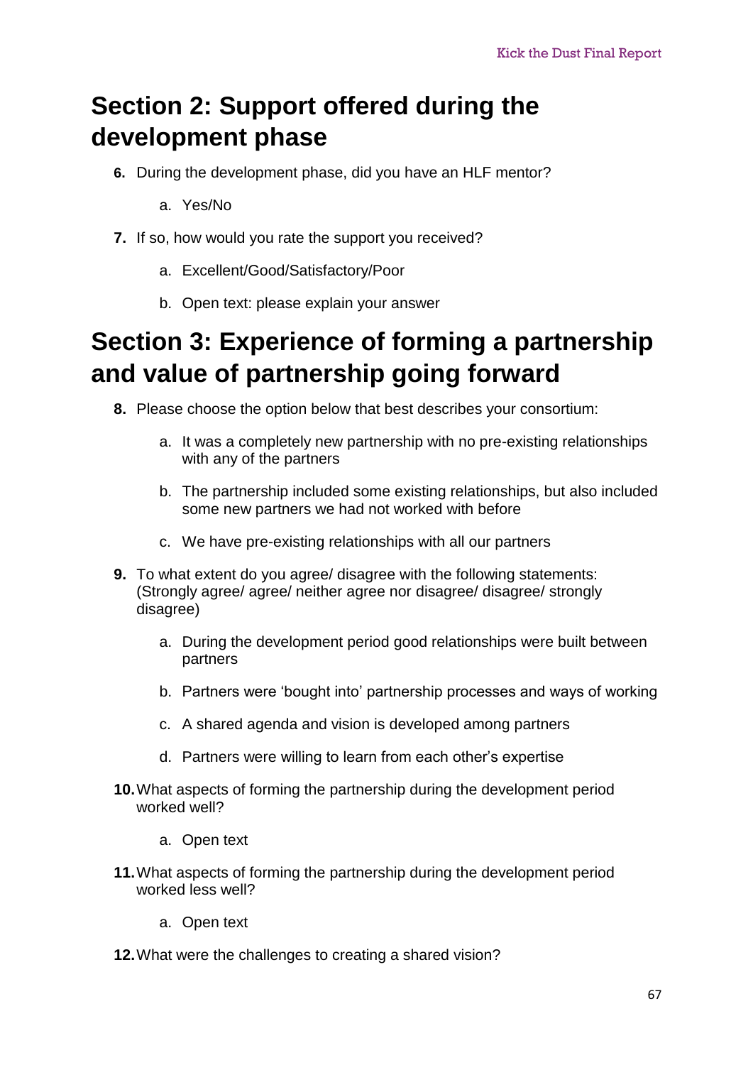## Section 2: Support offered during the development phase

6. During the development phase, did you have an HLF mentor?
    a. Yes/No
7. If so, how would you rate the support you received?
    a. Excellent/Good/Satisfactory/Poor
    b. Open text: please explain your answer

## Section 3: Experience of forming a partnership and value of partnership going forward

8. Please choose the option below that best describes your consortium:
    a. It was a completely new partnership with no pre-existing relationships with any of the partners
    b. The partnership included some existing relationships, but also included some new partners we had not worked with before
    c. We have pre-existing relationships with all our partners
9. To what extent do you agree/ disagree with the following statements: (Strongly agree/ agree/ neither agree nor disagree/ disagree/ strongly disagree)
    a. During the development period good relationships were built between partners
    b. Partners were 'bought into' partnership processes and ways of working
    c. A shared agenda and vision is developed among partners
    d. Partners were willing to learn from each other's expertise
10. What aspects of forming the partnership during the development period worked well?
    a. Open text
11. What aspects of forming the partnership during the development period worked less well?
    a. Open text
12. What were the challenges to creating a shared vision?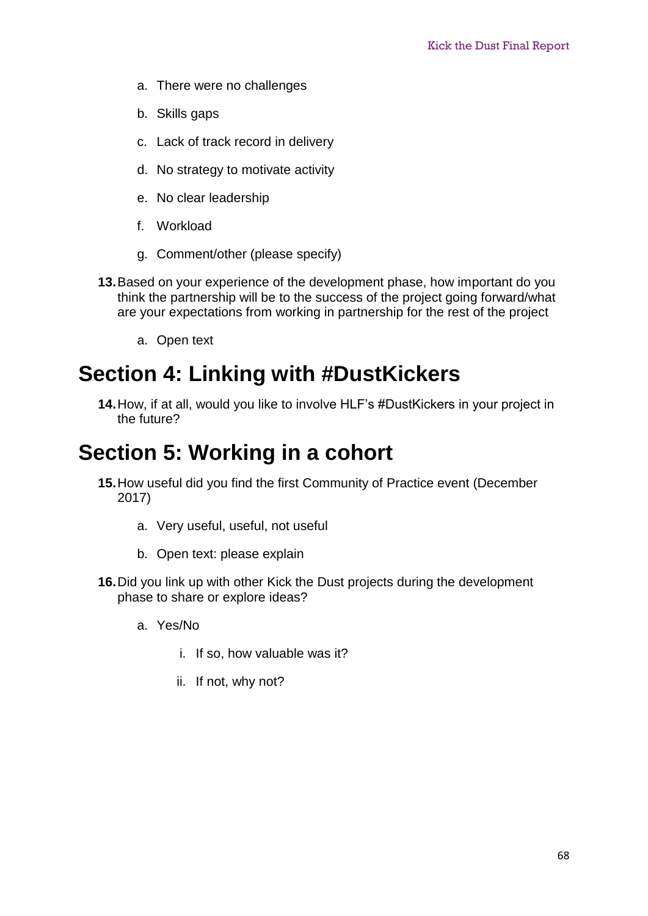a. There were no challenges

   b. Skills gaps

   c. Lack of track record in delivery

   d. No strategy to motivate activity

   e. No clear leadership

   f. Workload

   g. Comment/other (please specify)

**13.** Based on your experience of the development phase, how important do you think the partnership will be to the success of the project going forward/what are your expectations from working in partnership for the rest of the project

   a. Open text

# Section 4: Linking with #DustKickers

**14.** How, if at all, would you like to involve HLF's #DustKickers in your project in the future?

# Section 5: Working in a cohort

**15.** How useful did you find the first Community of Practice event (December 2017)

   a. Very useful, useful, not useful

   b. Open text: please explain

**16.** Did you link up with other Kick the Dust projects during the development phase to share or explore ideas?

   a. Yes/No

      i. If so, how valuable was it?

      ii. If not, why not?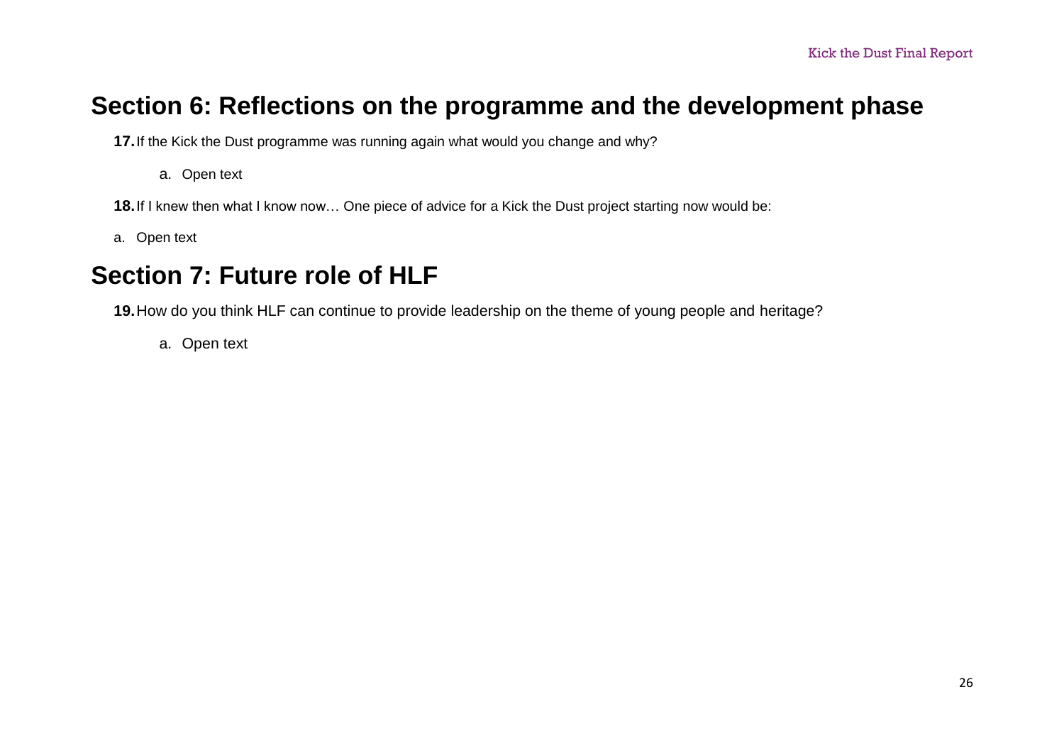## Section 6: Reflections on the programme and the development phase

**17.** If the Kick the Dust programme was running again what would you change and why?

   a. Open text

**18.** If I knew then what I know now… One piece of advice for a Kick the Dust project starting now would be:

a. Open text

## Section 7: Future role of HLF

**19.** How do you think HLF can continue to provide leadership on the theme of young people and heritage?

   a. Open text